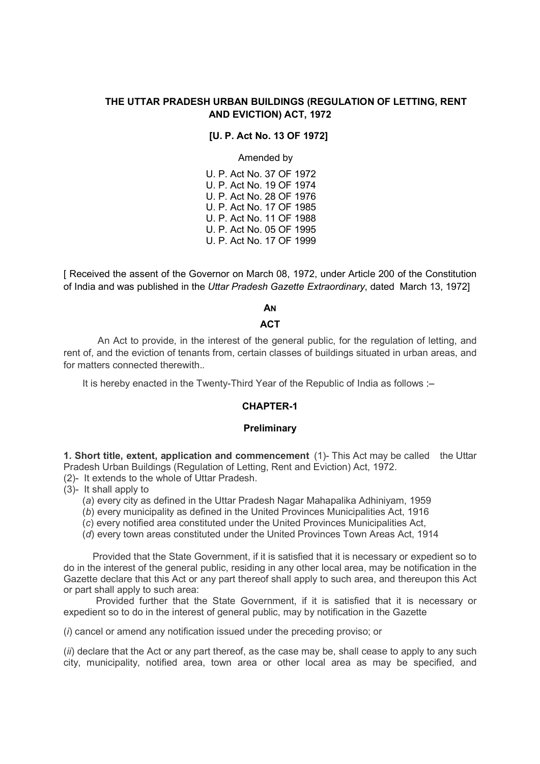# THE UTTAR PRADESH URBAN BUILDINGS (REGULATION OF LETTING, RENT AND EVICTION) ACT, 1972

**[U. P. Act No. 13 OF 1972]**

Amended by

U. P. Act No. 37 OF 1972
U. P. Act No. 19 OF 1974
U. P. Act No. 28 OF 1976
U. P. Act No. 17 OF 1985
U. P. Act No. 11 OF 1988
U. P. Act No. 05 OF 1995
U. P. Act No. 17 OF 1999

[ Received the assent of the Governor on March 08, 1972, under Article 200 of the Constitution of India and was published in the *Uttar Pradesh Gazette Extraordinary*, dated March 13, 1972]

**AN**

**ACT**

An Act to provide, in the interest of the general public, for the regulation of letting, and rent of, and the eviction of tenants from, certain classes of buildings situated in urban areas, and for matters connected therewith..

It is hereby enacted in the Twenty-Third Year of the Republic of India as follows :–

## CHAPTER-1

### Preliminary

**1. Short title, extent, application and commencement** (1)- This Act may be called the Uttar Pradesh Urban Buildings (Regulation of Letting, Rent and Eviction) Act, 1972.

(2)- It extends to the whole of Uttar Pradesh.

(3)- It shall apply to

(*a*) every city as defined in the Uttar Pradesh Nagar Mahapalika Adhiniyam, 1959

(*b*) every municipality as defined in the United Provinces Municipalities Act, 1916

(*c*) every notified area constituted under the United Provinces Municipalities Act,

(*d*) every town areas constituted under the United Provinces Town Areas Act, 1914

Provided that the State Government, if it is satisfied that it is necessary or expedient so to do in the interest of the general public, residing in any other local area, may be notification in the Gazette declare that this Act or any part thereof shall apply to such area, and thereupon this Act or part shall apply to such area:

Provided further that the State Government, if it is satisfied that it is necessary or expedient so to do in the interest of general public, may by notification in the Gazette

(*i*) cancel or amend any notification issued under the preceding proviso; or

(*ii*) declare that the Act or any part thereof, as the case may be, shall cease to apply to any such city, municipality, notified area, town area or other local area as may be specified, and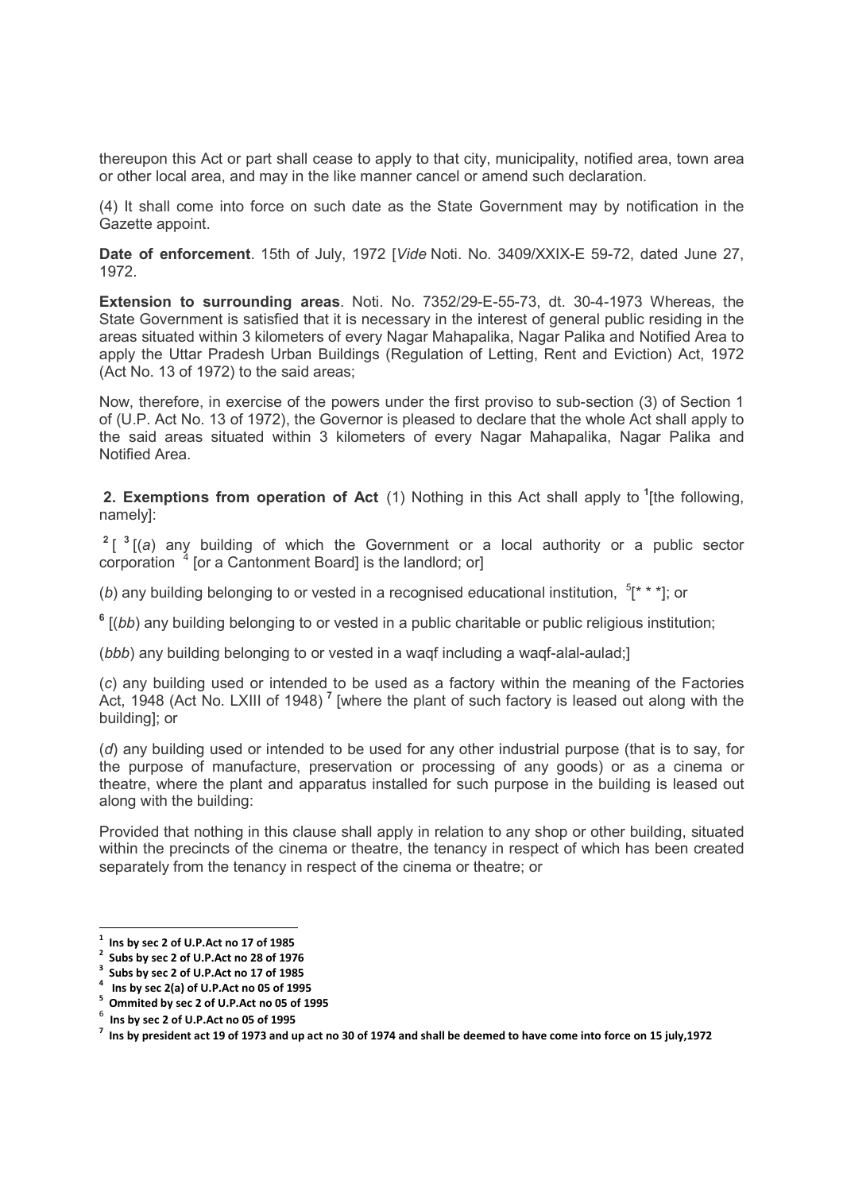thereupon this Act or part shall cease to apply to that city, municipality, notified area, town area or other local area, and may in the like manner cancel or amend such declaration.

(4) It shall come into force on such date as the State Government may by notification in the Gazette appoint.

**Date of enforcement**. 15th of July, 1972 [*Vide* Noti. No. 3409/XXIX-E 59-72, dated June 27, 1972.

**Extension to surrounding areas**. Noti. No. 7352/29-E-55-73, dt. 30-4-1973 Whereas, the State Government is satisfied that it is necessary in the interest of general public residing in the areas situated within 3 kilometers of every Nagar Mahapalika, Nagar Palika and Notified Area to apply the Uttar Pradesh Urban Buildings (Regulation of Letting, Rent and Eviction) Act, 1972 (Act No. 13 of 1972) to the said areas;

Now, therefore, in exercise of the powers under the first proviso to sub-section (3) of Section 1 of (U.P. Act No. 13 of 1972), the Governor is pleased to declare that the whole Act shall apply to the said areas situated within 3 kilometers of every Nagar Mahapalika, Nagar Palika and Notified Area.

**2. Exemptions from operation of Act** (1) Nothing in this Act shall apply to [1][the following, namely]:

[2][ [3][(*a*) any building of which the Government or a local authority or a public sector corporation [4] [or a Cantonment Board] is the landlord; or]

(*b*) any building belonging to or vested in a recognised educational institution, [5][* * *]; or

[6] [(*bb*) any building belonging to or vested in a public charitable or public religious institution;

(*bbb*) any building belonging to or vested in a waqf including a waqf-alal-aulad;]

(*c*) any building used or intended to be used as a factory within the meaning of the Factories Act, 1948 (Act No. LXIII of 1948) [7] [where the plant of such factory is leased out along with the building]; or

(*d*) any building used or intended to be used for any other industrial purpose (that is to say, for the purpose of manufacture, preservation or processing of any goods) or as a cinema or theatre, where the plant and apparatus installed for such purpose in the building is leased out along with the building:

Provided that nothing in this clause shall apply in relation to any shop or other building, situated within the precincts of the cinema or theatre, the tenancy in respect of which has been created separately from the tenancy in respect of the cinema or theatre; or

---

[1] **Ins by sec 2 of U.P.Act no 17 of 1985**

[2] **Subs by sec 2 of U.P.Act no 28 of 1976**

[3] **Subs by sec 2 of U.P.Act no 17 of 1985**

[4] **Ins by sec 2(a) of U.P.Act no 05 of 1995**

[5] **Ommited by sec 2 of U.P.Act no 05 of 1995**

[6] **Ins by sec 2 of U.P.Act no 05 of 1995**

[7] **Ins by president act 19 of 1973 and up act no 30 of 1974 and shall be deemed to have come into force on 15 july,1972**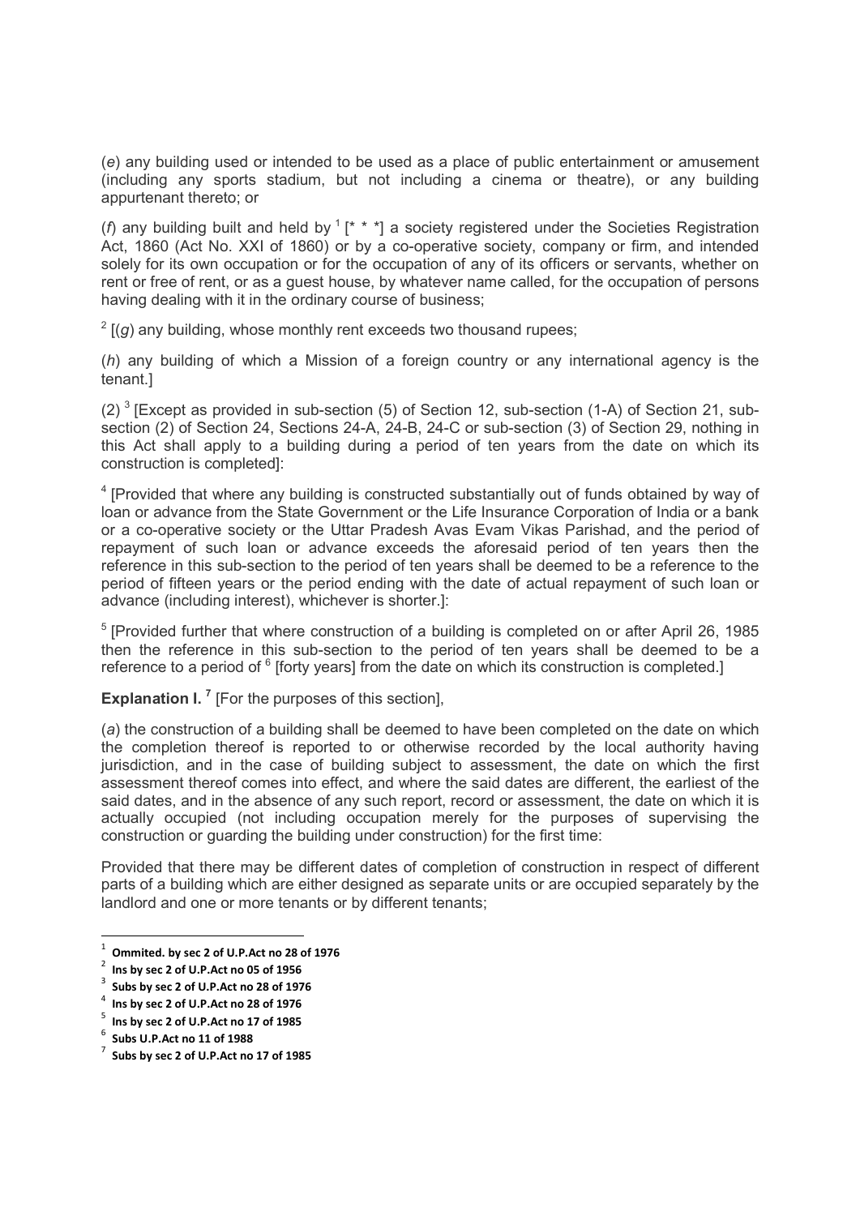(*e*) any building used or intended to be used as a place of public entertainment or amusement (including any sports stadium, but not including a cinema or theatre), or any building appurtenant thereto; or

(*f*) any building built and held by [1] [* * *] a society registered under the Societies Registration Act, 1860 (Act No. XXI of 1860) or by a co-operative society, company or firm, and intended solely for its own occupation or for the occupation of any of its officers or servants, whether on rent or free of rent, or as a guest house, by whatever name called, for the occupation of persons having dealing with it in the ordinary course of business;

[2] [(*g*) any building, whose monthly rent exceeds two thousand rupees;

(*h*) any building of which a Mission of a foreign country or any international agency is the tenant.]

(2) [3] [Except as provided in sub-section (5) of Section 12, sub-section (1-A) of Section 21, sub-section (2) of Section 24, Sections 24-A, 24-B, 24-C or sub-section (3) of Section 29, nothing in this Act shall apply to a building during a period of ten years from the date on which its construction is completed]:

[4] [Provided that where any building is constructed substantially out of funds obtained by way of loan or advance from the State Government or the Life Insurance Corporation of India or a bank or a co-operative society or the Uttar Pradesh Avas Evam Vikas Parishad, and the period of repayment of such loan or advance exceeds the aforesaid period of ten years then the reference in this sub-section to the period of ten years shall be deemed to be a reference to the period of fifteen years or the period ending with the date of actual repayment of such loan or advance (including interest), whichever is shorter.]:

[5] [Provided further that where construction of a building is completed on or after April 26, 1985 then the reference in this sub-section to the period of ten years shall be deemed to be a reference to a period of [6] [forty years] from the date on which its construction is completed.]

**Explanation I.** [7] [For the purposes of this section],

(*a*) the construction of a building shall be deemed to have been completed on the date on which the completion thereof is reported to or otherwise recorded by the local authority having jurisdiction, and in the case of building subject to assessment, the date on which the first assessment thereof comes into effect, and where the said dates are different, the earliest of the said dates, and in the absence of any such report, record or assessment, the date on which it is actually occupied (not including occupation merely for the purposes of supervising the construction or guarding the building under construction) for the first time:

Provided that there may be different dates of completion of construction in respect of different parts of a building which are either designed as separate units or are occupied separately by the landlord and one or more tenants or by different tenants;

---

1. **Ommited. by sec 2 of U.P.Act no 28 of 1976**
2. **Ins by sec 2 of U.P.Act no 05 of 1956**
3. **Subs by sec 2 of U.P.Act no 28 of 1976**
4. **Ins by sec 2 of U.P.Act no 28 of 1976**
5. **Ins by sec 2 of U.P.Act no 17 of 1985**
6. **Subs U.P.Act no 11 of 1988**
7. **Subs by sec 2 of U.P.Act no 17 of 1985**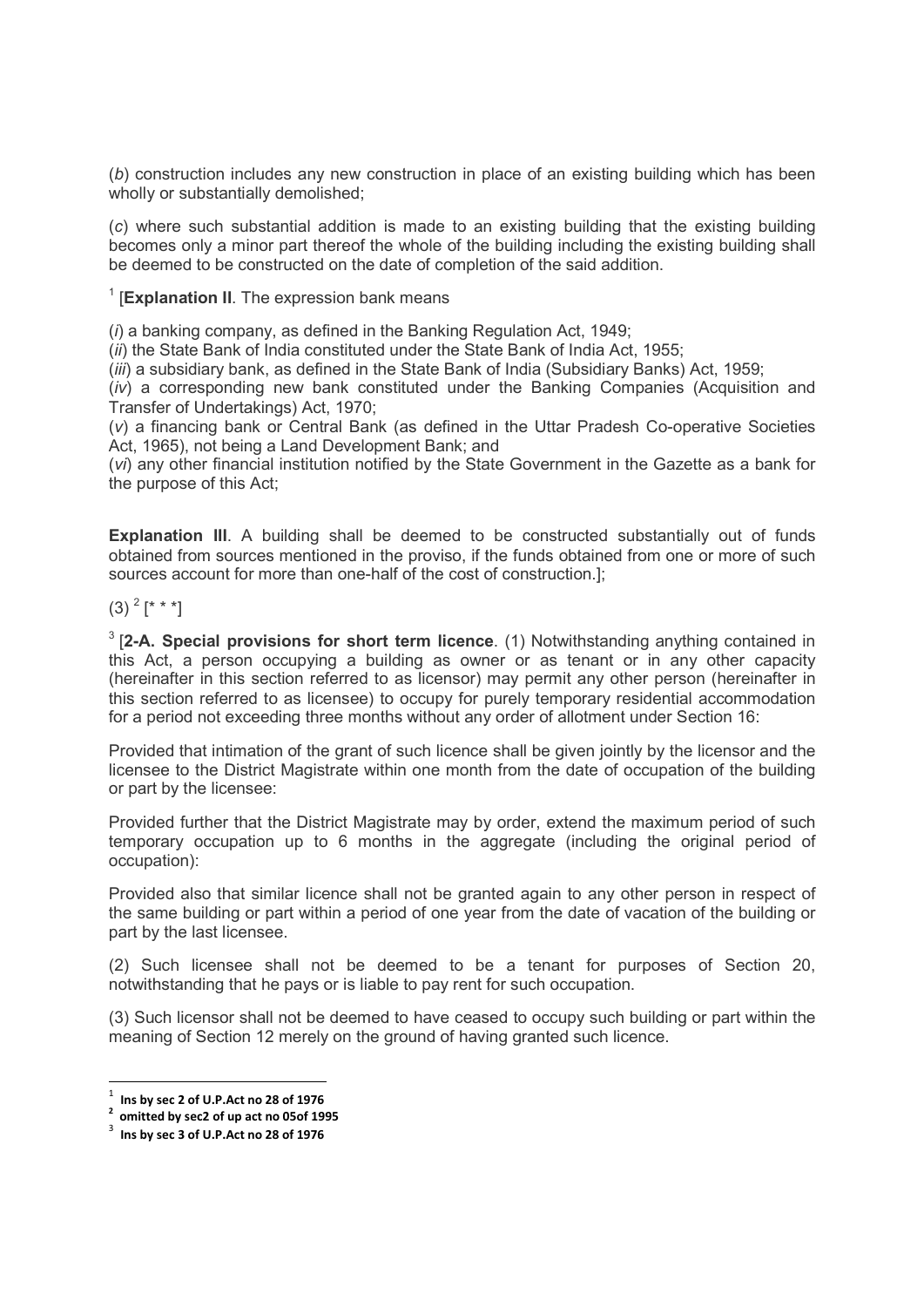(*b*) construction includes any new construction in place of an existing building which has been wholly or substantially demolished;

(*c*) where such substantial addition is made to an existing building that the existing building becomes only a minor part thereof the whole of the building including the existing building shall be deemed to be constructed on the date of completion of the said addition.

[1] [**Explanation II**. The expression bank means

(*i*) a banking company, as defined in the Banking Regulation Act, 1949;
(*ii*) the State Bank of India constituted under the State Bank of India Act, 1955;
(*iii*) a subsidiary bank, as defined in the State Bank of India (Subsidiary Banks) Act, 1959;
(*iv*) a corresponding new bank constituted under the Banking Companies (Acquisition and Transfer of Undertakings) Act, 1970;
(*v*) a financing bank or Central Bank (as defined in the Uttar Pradesh Co-operative Societies Act, 1965), not being a Land Development Bank; and
(*vi*) any other financial institution notified by the State Government in the Gazette as a bank for the purpose of this Act;

**Explanation III**. A building shall be deemed to be constructed substantially out of funds obtained from sources mentioned in the proviso, if the funds obtained from one or more of such sources account for more than one-half of the cost of construction.];

(3) [2] [* * *]

[3] [**2-A. Special provisions for short term licence**. (1) Notwithstanding anything contained in this Act, a person occupying a building as owner or as tenant or in any other capacity (hereinafter in this section referred to as licensor) may permit any other person (hereinafter in this section referred to as licensee) to occupy for purely temporary residential accommodation for a period not exceeding three months without any order of allotment under Section 16:

Provided that intimation of the grant of such licence shall be given jointly by the licensor and the licensee to the District Magistrate within one month from the date of occupation of the building or part by the licensee:

Provided further that the District Magistrate may by order, extend the maximum period of such temporary occupation up to 6 months in the aggregate (including the original period of occupation):

Provided also that similar licence shall not be granted again to any other person in respect of the same building or part within a period of one year from the date of vacation of the building or part by the last licensee.

(2) Such licensee shall not be deemed to be a tenant for purposes of Section 20, notwithstanding that he pays or is liable to pay rent for such occupation.

(3) Such licensor shall not be deemed to have ceased to occupy such building or part within the meaning of Section 12 merely on the ground of having granted such licence.

---

[1] **Ins by sec 2 of U.P.Act no 28 of 1976**
[2] **omitted by sec2 of up act no 05of 1995**
[3] **Ins by sec 3 of U.P.Act no 28 of 1976**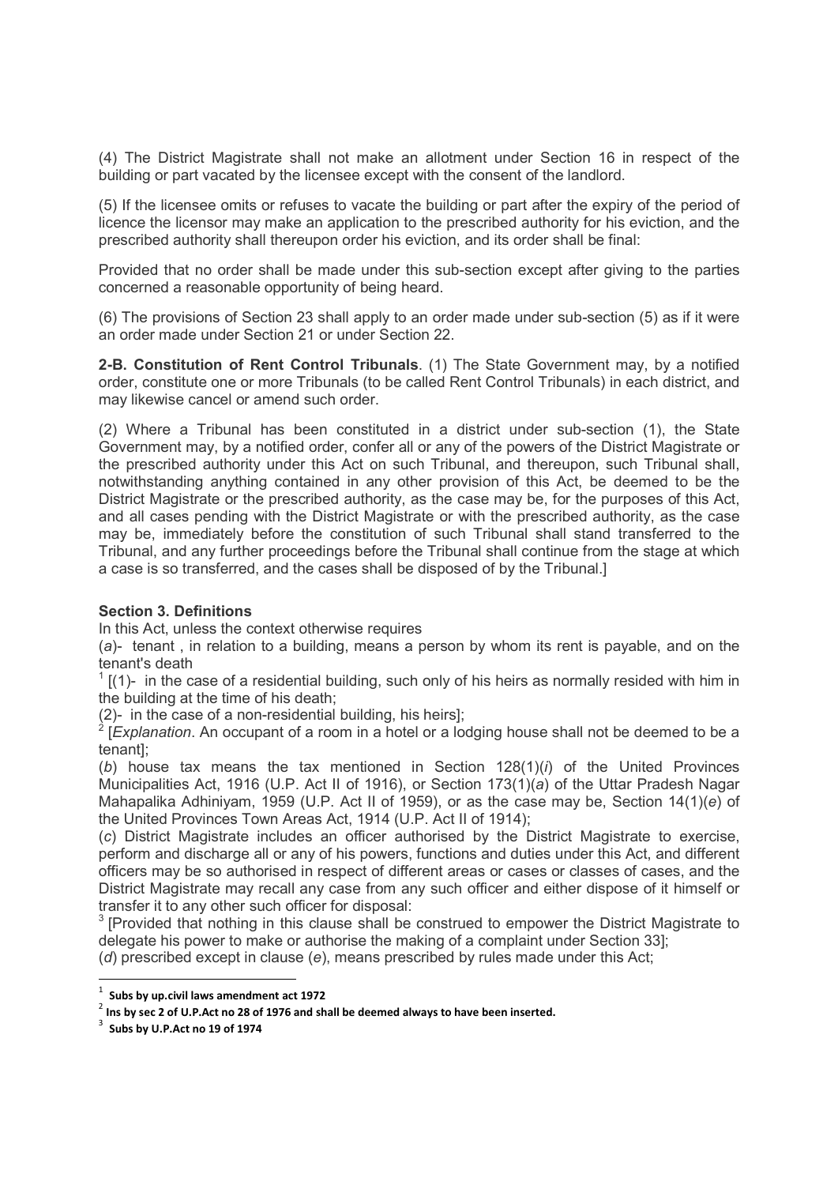(4) The District Magistrate shall not make an allotment under Section 16 in respect of the building or part vacated by the licensee except with the consent of the landlord.

(5) If the licensee omits or refuses to vacate the building or part after the expiry of the period of licence the licensor may make an application to the prescribed authority for his eviction, and the prescribed authority shall thereupon order his eviction, and its order shall be final:

Provided that no order shall be made under this sub-section except after giving to the parties concerned a reasonable opportunity of being heard.

(6) The provisions of Section 23 shall apply to an order made under sub-section (5) as if it were an order made under Section 21 or under Section 22.

**2-B. Constitution of Rent Control Tribunals**. (1) The State Government may, by a notified order, constitute one or more Tribunals (to be called Rent Control Tribunals) in each district, and may likewise cancel or amend such order.

(2) Where a Tribunal has been constituted in a district under sub-section (1), the State Government may, by a notified order, confer all or any of the powers of the District Magistrate or the prescribed authority under this Act on such Tribunal, and thereupon, such Tribunal shall, notwithstanding anything contained in any other provision of this Act, be deemed to be the District Magistrate or the prescribed authority, as the case may be, for the purposes of this Act, and all cases pending with the District Magistrate or with the prescribed authority, as the case may be, immediately before the constitution of such Tribunal shall stand transferred to the Tribunal, and any further proceedings before the Tribunal shall continue from the stage at which a case is so transferred, and the cases shall be disposed of by the Tribunal.]

**Section 3. Definitions**

In this Act, unless the context otherwise requires

(*a*)- tenant , in relation to a building, means a person by whom its rent is payable, and on the tenant's death

[1] [(1)- in the case of a residential building, such only of his heirs as normally resided with him in the building at the time of his death;

(2)- in the case of a non-residential building, his heirs];

[2] [*Explanation*. An occupant of a room in a hotel or a lodging house shall not be deemed to be a tenant];

(*b*) house tax means the tax mentioned in Section 128(1)(*i*) of the United Provinces Municipalities Act, 1916 (U.P. Act II of 1916), or Section 173(1)(*a*) of the Uttar Pradesh Nagar Mahapalika Adhiniyam, 1959 (U.P. Act II of 1959), or as the case may be, Section 14(1)(*e*) of the United Provinces Town Areas Act, 1914 (U.P. Act II of 1914);

(*c*) District Magistrate includes an officer authorised by the District Magistrate to exercise, perform and discharge all or any of his powers, functions and duties under this Act, and different officers may be so authorised in respect of different areas or cases or classes of cases, and the District Magistrate may recall any case from any such officer and either dispose of it himself or transfer it to any other such officer for disposal:

[3] [Provided that nothing in this clause shall be construed to empower the District Magistrate to delegate his power to make or authorise the making of a complaint under Section 33];

(*d*) prescribed except in clause (*e*), means prescribed by rules made under this Act;

---

[1] **Subs by up.civil laws amendment act 1972**

[2] **Ins by sec 2 of U.P.Act no 28 of 1976 and shall be deemed always to have been inserted.**

[3] **Subs by U.P.Act no 19 of 1974**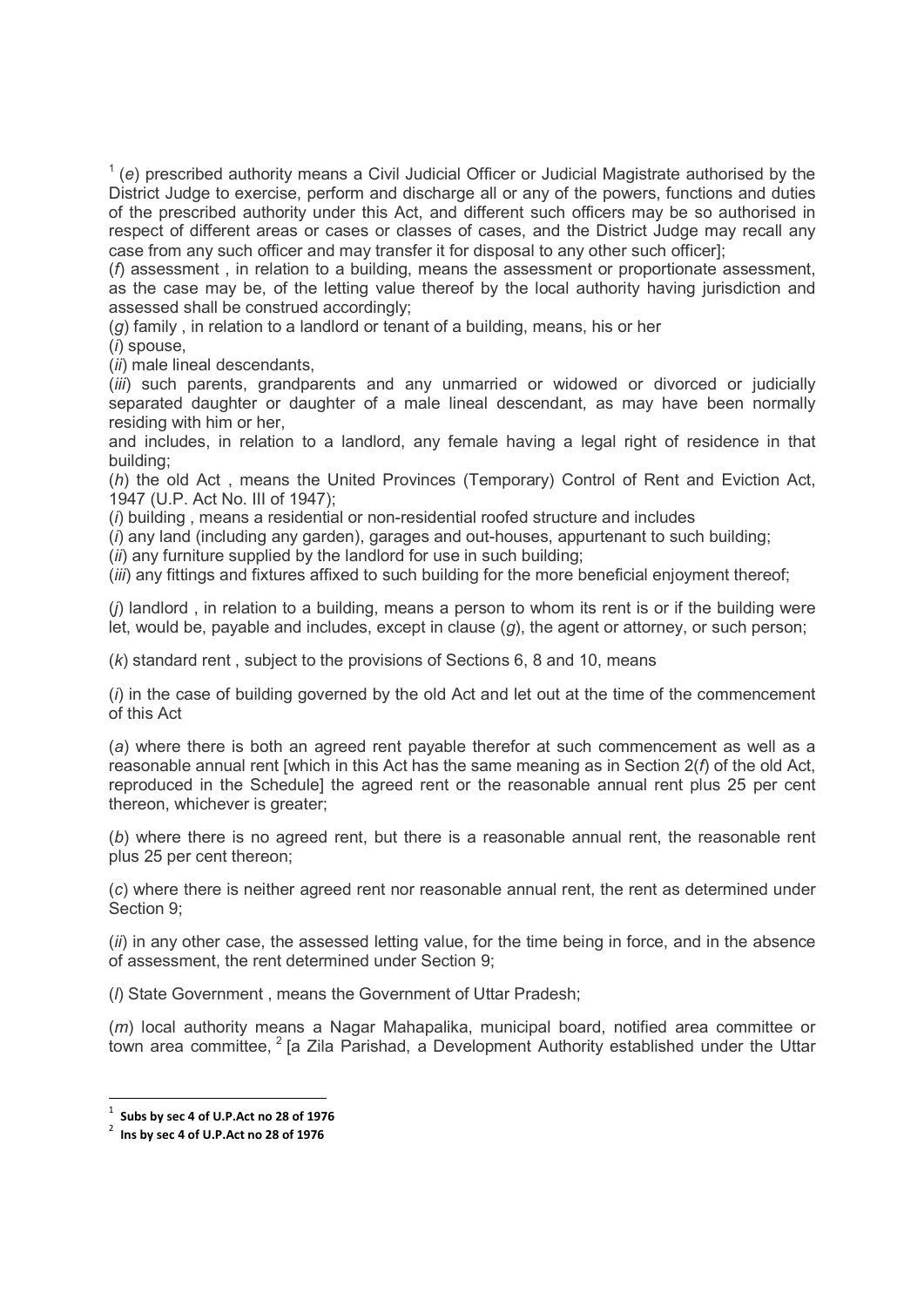[1] (*e*) prescribed authority means a Civil Judicial Officer or Judicial Magistrate authorised by the District Judge to exercise, perform and discharge all or any of the powers, functions and duties of the prescribed authority under this Act, and different such officers may be so authorised in respect of different areas or cases or classes of cases, and the District Judge may recall any case from any such officer and may transfer it for disposal to any other such officer];

(*f*) assessment , in relation to a building, means the assessment or proportionate assessment, as the case may be, of the letting value thereof by the local authority having jurisdiction and assessed shall be construed accordingly;

(*g*) family , in relation to a landlord or tenant of a building, means, his or her

(*i*) spouse,

(*ii*) male lineal descendants,

(*iii*) such parents, grandparents and any unmarried or widowed or divorced or judicially separated daughter or daughter of a male lineal descendant, as may have been normally residing with him or her,

and includes, in relation to a landlord, any female having a legal right of residence in that building;

(*h*) the old Act , means the United Provinces (Temporary) Control of Rent and Eviction Act, 1947 (U.P. Act No. III of 1947);

(*i*) building , means a residential or non-residential roofed structure and includes

(*i*) any land (including any garden), garages and out-houses, appurtenant to such building;

(*ii*) any furniture supplied by the landlord for use in such building;

(*iii*) any fittings and fixtures affixed to such building for the more beneficial enjoyment thereof;

(*j*) landlord , in relation to a building, means a person to whom its rent is or if the building were let, would be, payable and includes, except in clause (*g*), the agent or attorney, or such person;

(*k*) standard rent , subject to the provisions of Sections 6, 8 and 10, means

(*i*) in the case of building governed by the old Act and let out at the time of the commencement of this Act

(*a*) where there is both an agreed rent payable therefor at such commencement as well as a reasonable annual rent [which in this Act has the same meaning as in Section 2(*f*) of the old Act, reproduced in the Schedule] the agreed rent or the reasonable annual rent plus 25 per cent thereon, whichever is greater;

(*b*) where there is no agreed rent, but there is a reasonable annual rent, the reasonable rent plus 25 per cent thereon;

(*c*) where there is neither agreed rent nor reasonable annual rent, the rent as determined under Section 9;

(*ii*) in any other case, the assessed letting value, for the time being in force, and in the absence of assessment, the rent determined under Section 9;

(*l*) State Government , means the Government of Uttar Pradesh;

(*m*) local authority means a Nagar Mahapalika, municipal board, notified area committee or town area committee, [2] [a Zila Parishad, a Development Authority established under the Uttar

---

[1] **Subs by sec 4 of U.P.Act no 28 of 1976**

[2] **Ins by sec 4 of U.P.Act no 28 of 1976**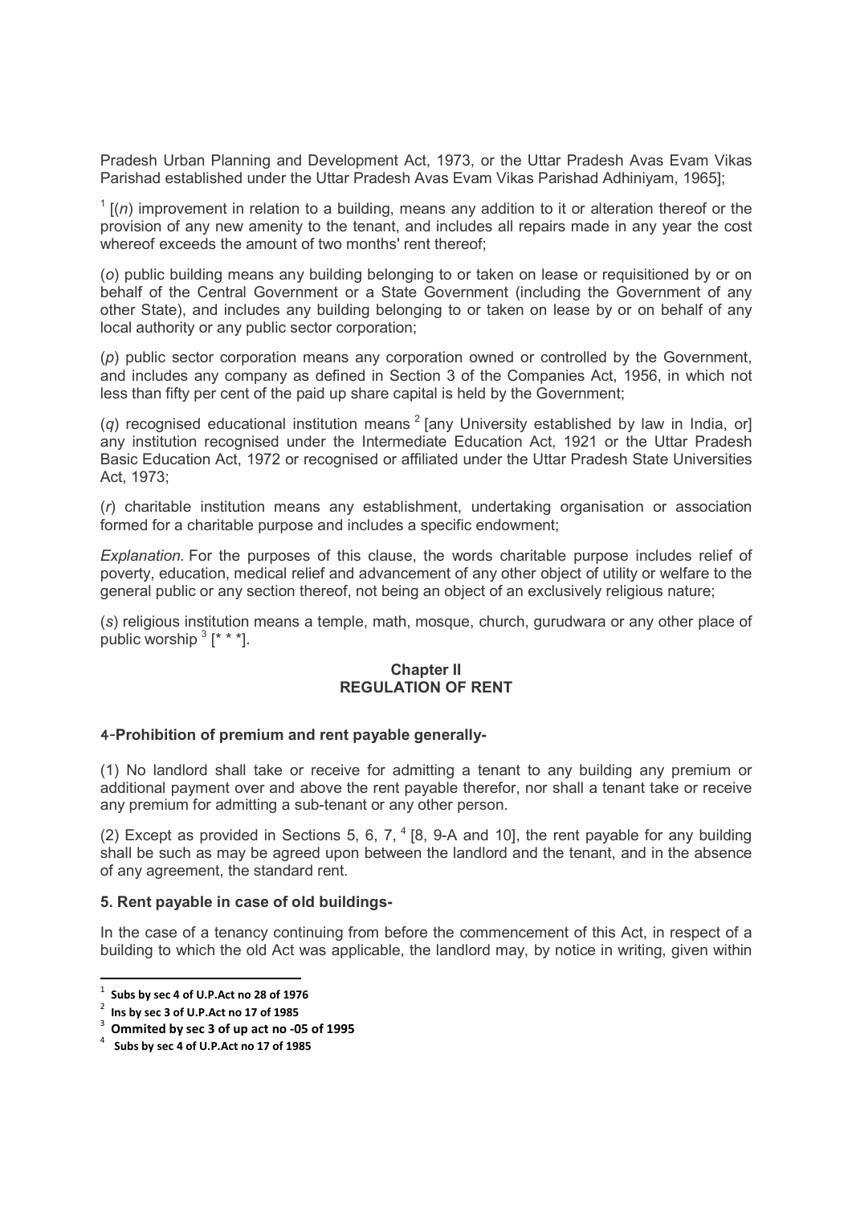Pradesh Urban Planning and Development Act, 1973, or the Uttar Pradesh Avas Evam Vikas Parishad established under the Uttar Pradesh Avas Evam Vikas Parishad Adhiniyam, 1965];

[1] [(*n*) improvement in relation to a building, means any addition to it or alteration thereof or the provision of any new amenity to the tenant, and includes all repairs made in any year the cost whereof exceeds the amount of two months' rent thereof;

(*o*) public building means any building belonging to or taken on lease or requisitioned by or on behalf of the Central Government or a State Government (including the Government of any other State), and includes any building belonging to or taken on lease by or on behalf of any local authority or any public sector corporation;

(*p*) public sector corporation means any corporation owned or controlled by the Government, and includes any company as defined in Section 3 of the Companies Act, 1956, in which not less than fifty per cent of the paid up share capital is held by the Government;

(*q*) recognised educational institution means [2] [any University established by law in India, or] any institution recognised under the Intermediate Education Act, 1921 or the Uttar Pradesh Basic Education Act, 1972 or recognised or affiliated under the Uttar Pradesh State Universities Act, 1973;

(*r*) charitable institution means any establishment, undertaking organisation or association formed for a charitable purpose and includes a specific endowment;

*Explanation.* For the purposes of this clause, the words charitable purpose includes relief of poverty, education, medical relief and advancement of any other object of utility or welfare to the general public or any section thereof, not being an object of an exclusively religious nature;

(*s*) religious institution means a temple, math, mosque, church, gurudwara or any other place of public worship [3] [* * *].

## Chapter II
## REGULATION OF RENT

### 4-Prohibition of premium and rent payable generally-

(1) No landlord shall take or receive for admitting a tenant to any building any premium or additional payment over and above the rent payable therefor, nor shall a tenant take or receive any premium for admitting a sub-tenant or any other person.

(2) Except as provided in Sections 5, 6, 7, [4] [8, 9-A and 10], the rent payable for any building shall be such as may be agreed upon between the landlord and the tenant, and in the absence of any agreement, the standard rent.

### 5. Rent payable in case of old buildings-

In the case of a tenancy continuing from before the commencement of this Act, in respect of a building to which the old Act was applicable, the landlord may, by notice in writing, given within

---

[1] **Subs by sec 4 of U.P.Act no 28 of 1976**

[2] **Ins by sec 3 of U.P.Act no 17 of 1985**

[3] **Ommited by sec 3 of up act no -05 of 1995**

[4] **Subs by sec 4 of U.P.Act no 17 of 1985**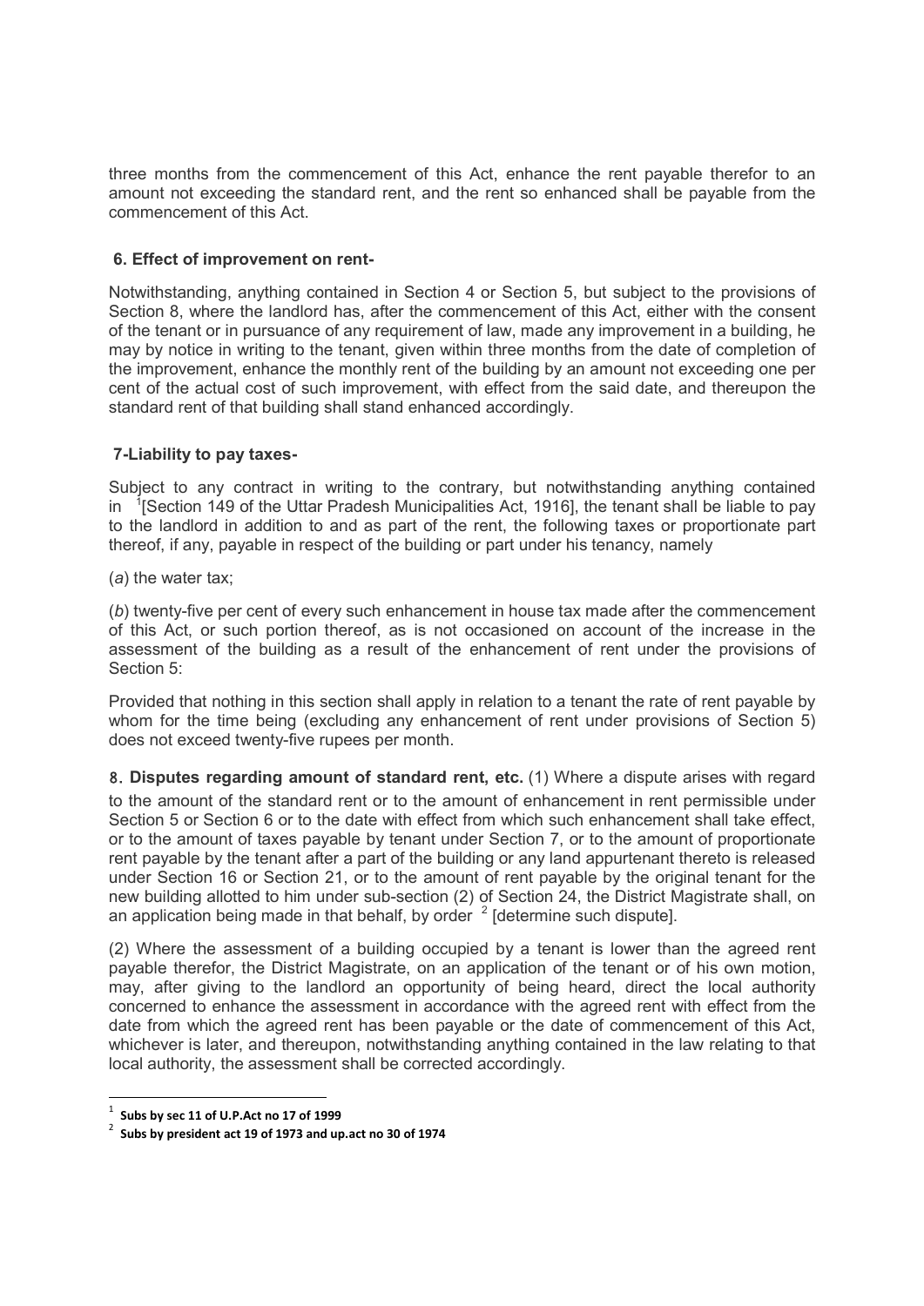three months from the commencement of this Act, enhance the rent payable therefor to an amount not exceeding the standard rent, and the rent so enhanced shall be payable from the commencement of this Act.

### 6. Effect of improvement on rent-

Notwithstanding, anything contained in Section 4 or Section 5, but subject to the provisions of Section 8, where the landlord has, after the commencement of this Act, either with the consent of the tenant or in pursuance of any requirement of law, made any improvement in a building, he may by notice in writing to the tenant, given within three months from the date of completion of the improvement, enhance the monthly rent of the building by an amount not exceeding one per cent of the actual cost of such improvement, with effect from the said date, and thereupon the standard rent of that building shall stand enhanced accordingly.

### 7-Liability to pay taxes-

Subject to any contract in writing to the contrary, but notwithstanding anything contained in [1][Section 149 of the Uttar Pradesh Municipalities Act, 1916], the tenant shall be liable to pay to the landlord in addition to and as part of the rent, the following taxes or proportionate part thereof, if any, payable in respect of the building or part under his tenancy, namely

(*a*) the water tax;

(*b*) twenty-five per cent of every such enhancement in house tax made after the commencement of this Act, or such portion thereof, as is not occasioned on account of the increase in the assessment of the building as a result of the enhancement of rent under the provisions of Section 5:

Provided that nothing in this section shall apply in relation to a tenant the rate of rent payable by whom for the time being (excluding any enhancement of rent under provisions of Section 5) does not exceed twenty-five rupees per month.

**8. Disputes regarding amount of standard rent, etc.** (1) Where a dispute arises with regard to the amount of the standard rent or to the amount of enhancement in rent permissible under Section 5 or Section 6 or to the date with effect from which such enhancement shall take effect, or to the amount of taxes payable by tenant under Section 7, or to the amount of proportionate rent payable by the tenant after a part of the building or any land appurtenant thereto is released under Section 16 or Section 21, or to the amount of rent payable by the original tenant for the new building allotted to him under sub-section (2) of Section 24, the District Magistrate shall, on an application being made in that behalf, by order [2] [determine such dispute].

(2) Where the assessment of a building occupied by a tenant is lower than the agreed rent payable therefor, the District Magistrate, on an application of the tenant or of his own motion, may, after giving to the landlord an opportunity of being heard, direct the local authority concerned to enhance the assessment in accordance with the agreed rent with effect from the date from which the agreed rent has been payable or the date of commencement of this Act, whichever is later, and thereupon, notwithstanding anything contained in the law relating to that local authority, the assessment shall be corrected accordingly.

---

[1] **Subs by sec 11 of U.P.Act no 17 of 1999**

[2] **Subs by president act 19 of 1973 and up.act no 30 of 1974**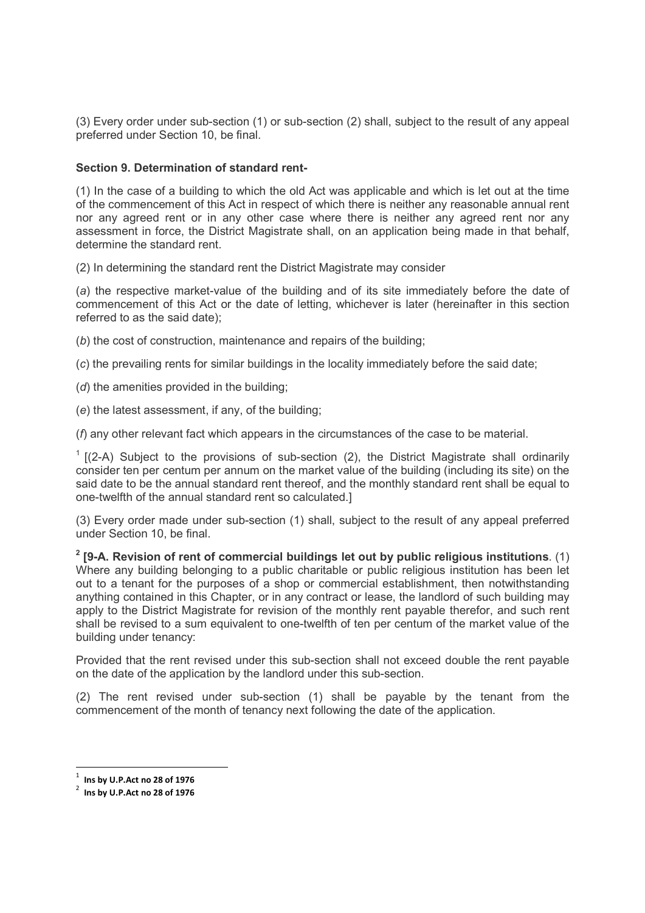(3) Every order under sub-section (1) or sub-section (2) shall, subject to the result of any appeal preferred under Section 10, be final.

**Section 9. Determination of standard rent-**

(1) In the case of a building to which the old Act was applicable and which is let out at the time of the commencement of this Act in respect of which there is neither any reasonable annual rent nor any agreed rent or in any other case where there is neither any agreed rent nor any assessment in force, the District Magistrate shall, on an application being made in that behalf, determine the standard rent.

(2) In determining the standard rent the District Magistrate may consider

(*a*) the respective market-value of the building and of its site immediately before the date of commencement of this Act or the date of letting, whichever is later (hereinafter in this section referred to as the said date);

(*b*) the cost of construction, maintenance and repairs of the building;

(*c*) the prevailing rents for similar buildings in the locality immediately before the said date;

(*d*) the amenities provided in the building;

(*e*) the latest assessment, if any, of the building;

(*f*) any other relevant fact which appears in the circumstances of the case to be material.

[1] [(2-A) Subject to the provisions of sub-section (2), the District Magistrate shall ordinarily consider ten per centum per annum on the market value of the building (including its site) on the said date to be the annual standard rent thereof, and the monthly standard rent shall be equal to one-twelfth of the annual standard rent so calculated.]

(3) Every order made under sub-section (1) shall, subject to the result of any appeal preferred under Section 10, be final.

[2] **[9-A. Revision of rent of commercial buildings let out by public religious institutions**. (1) Where any building belonging to a public charitable or public religious institution has been let out to a tenant for the purposes of a shop or commercial establishment, then notwithstanding anything contained in this Chapter, or in any contract or lease, the landlord of such building may apply to the District Magistrate for revision of the monthly rent payable therefor, and such rent shall be revised to a sum equivalent to one-twelfth of ten per centum of the market value of the building under tenancy:

Provided that the rent revised under this sub-section shall not exceed double the rent payable on the date of the application by the landlord under this sub-section.

(2) The rent revised under sub-section (1) shall be payable by the tenant from the commencement of the month of tenancy next following the date of the application.

---

[1] **Ins by U.P.Act no 28 of 1976**

[2] **Ins by U.P.Act no 28 of 1976**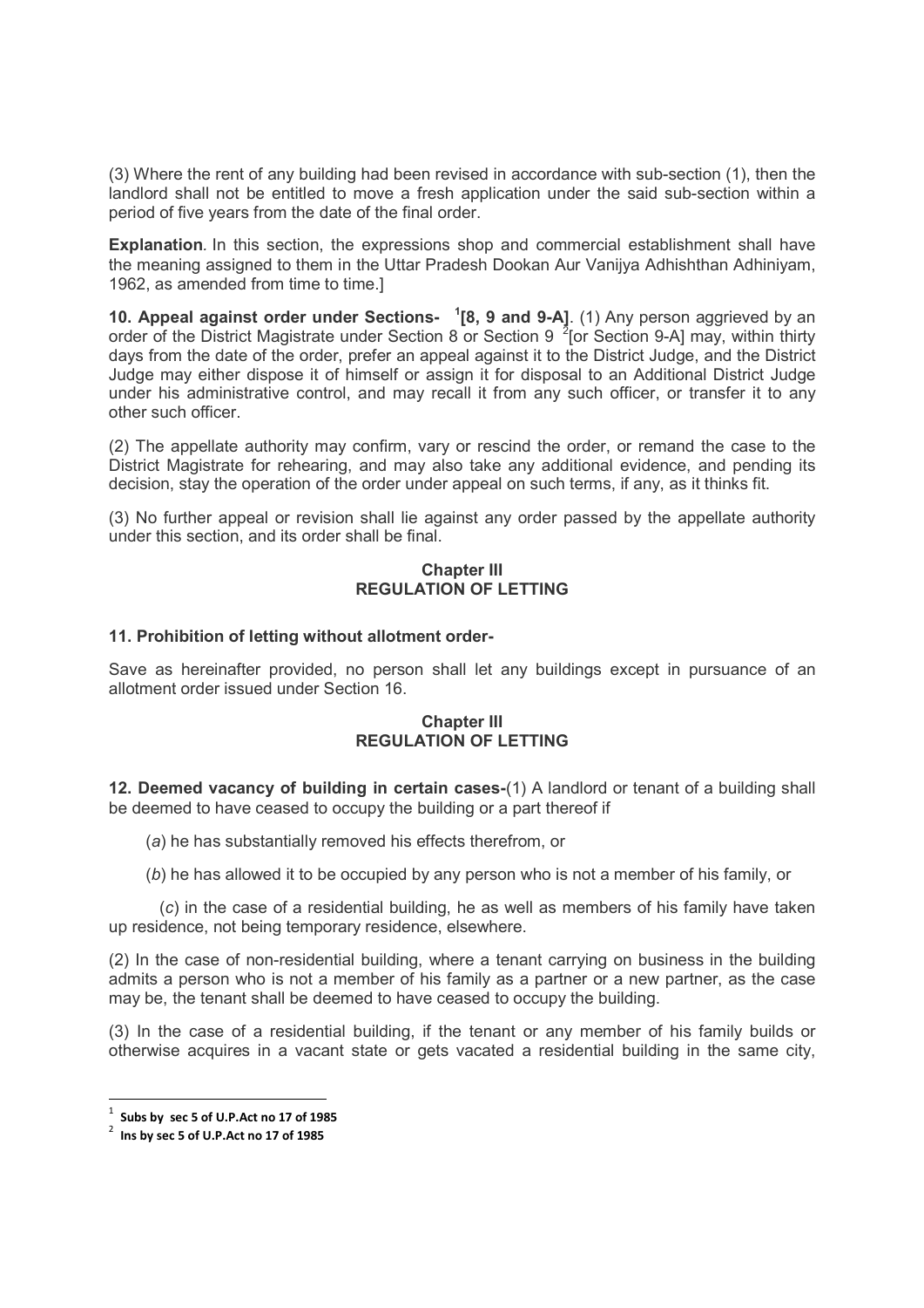(3) Where the rent of any building had been revised in accordance with sub-section (1), then the landlord shall not be entitled to move a fresh application under the said sub-section within a period of five years from the date of the final order.

**Explanation**. In this section, the expressions shop and commercial establishment shall have the meaning assigned to them in the Uttar Pradesh Dookan Aur Vanijya Adhishthan Adhiniyam, 1962, as amended from time to time.]

**10. Appeal against order under Sections- [1][8, 9 and 9-A]**. (1) Any person aggrieved by an order of the District Magistrate under Section 8 or Section 9 [2][or Section 9-A] may, within thirty days from the date of the order, prefer an appeal against it to the District Judge, and the District Judge may either dispose it of himself or assign it for disposal to an Additional District Judge under his administrative control, and may recall it from any such officer, or transfer it to any other such officer.

(2) The appellate authority may confirm, vary or rescind the order, or remand the case to the District Magistrate for rehearing, and may also take any additional evidence, and pending its decision, stay the operation of the order under appeal on such terms, if any, as it thinks fit.

(3) No further appeal or revision shall lie against any order passed by the appellate authority under this section, and its order shall be final.

## Chapter III
## REGULATION OF LETTING

**11. Prohibition of letting without allotment order-**

Save as hereinafter provided, no person shall let any buildings except in pursuance of an allotment order issued under Section 16.

## Chapter III
## REGULATION OF LETTING

**12. Deemed vacancy of building in certain cases-**(1) A landlord or tenant of a building shall be deemed to have ceased to occupy the building or a part thereof if

(*a*) he has substantially removed his effects therefrom, or

(*b*) he has allowed it to be occupied by any person who is not a member of his family, or

(*c*) in the case of a residential building, he as well as members of his family have taken up residence, not being temporary residence, elsewhere.

(2) In the case of non-residential building, where a tenant carrying on business in the building admits a person who is not a member of his family as a partner or a new partner, as the case may be, the tenant shall be deemed to have ceased to occupy the building.

(3) In the case of a residential building, if the tenant or any member of his family builds or otherwise acquires in a vacant state or gets vacated a residential building in the same city,

---

[1] **Subs by sec 5 of U.P.Act no 17 of 1985**

[2] **Ins by sec 5 of U.P.Act no 17 of 1985**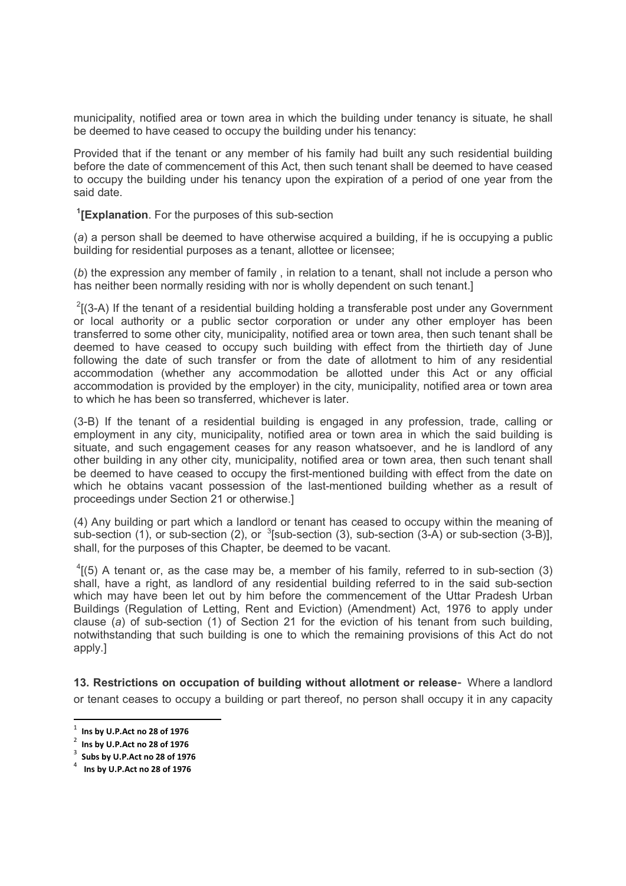municipality, notified area or town area in which the building under tenancy is situate, he shall be deemed to have ceased to occupy the building under his tenancy:

Provided that if the tenant or any member of his family had built any such residential building before the date of commencement of this Act, then such tenant shall be deemed to have ceased to occupy the building under his tenancy upon the expiration of a period of one year from the said date.

[1][**Explanation**. For the purposes of this sub-section

(*a*) a person shall be deemed to have otherwise acquired a building, if he is occupying a public building for residential purposes as a tenant, allottee or licensee;

(*b*) the expression any member of family , in relation to a tenant, shall not include a person who has neither been normally residing with nor is wholly dependent on such tenant.]

[2][(3-A) If the tenant of a residential building holding a transferable post under any Government or local authority or a public sector corporation or under any other employer has been transferred to some other city, municipality, notified area or town area, then such tenant shall be deemed to have ceased to occupy such building with effect from the thirtieth day of June following the date of such transfer or from the date of allotment to him of any residential accommodation (whether any accommodation be allotted under this Act or any official accommodation is provided by the employer) in the city, municipality, notified area or town area to which he has been so transferred, whichever is later.

(3-B) If the tenant of a residential building is engaged in any profession, trade, calling or employment in any city, municipality, notified area or town area in which the said building is situate, and such engagement ceases for any reason whatsoever, and he is landlord of any other building in any other city, municipality, notified area or town area, then such tenant shall be deemed to have ceased to occupy the first-mentioned building with effect from the date on which he obtains vacant possession of the last-mentioned building whether as a result of proceedings under Section 21 or otherwise.]

(4) Any building or part which a landlord or tenant has ceased to occupy within the meaning of sub-section (1), or sub-section (2), or [3][sub-section (3), sub-section (3-A) or sub-section (3-B)], shall, for the purposes of this Chapter, be deemed to be vacant.

[4][(5) A tenant or, as the case may be, a member of his family, referred to in sub-section (3) shall, have a right, as landlord of any residential building referred to in the said sub-section which may have been let out by him before the commencement of the Uttar Pradesh Urban Buildings (Regulation of Letting, Rent and Eviction) (Amendment) Act, 1976 to apply under clause (*a*) of sub-section (1) of Section 21 for the eviction of his tenant from such building, notwithstanding that such building is one to which the remaining provisions of this Act do not apply.]

**13. Restrictions on occupation of building without allotment or release-** Where a landlord or tenant ceases to occupy a building or part thereof, no person shall occupy it in any capacity

---

[1] **Ins by U.P.Act no 28 of 1976**

[2] **Ins by U.P.Act no 28 of 1976**

[3] **Subs by U.P.Act no 28 of 1976**

[4] **Ins by U.P.Act no 28 of 1976**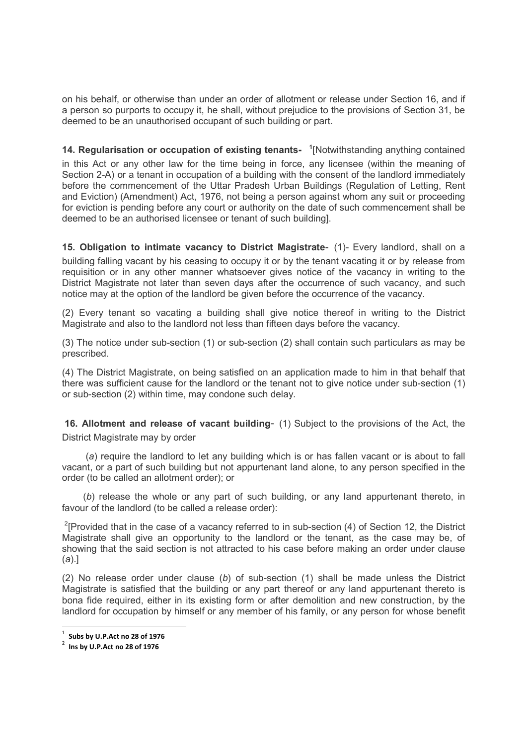on his behalf, or otherwise than under an order of allotment or release under Section 16, and if a person so purports to occupy it, he shall, without prejudice to the provisions of Section 31, be deemed to be an unauthorised occupant of such building or part.

**14. Regularisation or occupation of existing tenants-** [1][Notwithstanding anything contained in this Act or any other law for the time being in force, any licensee (within the meaning of Section 2-A) or a tenant in occupation of a building with the consent of the landlord immediately before the commencement of the Uttar Pradesh Urban Buildings (Regulation of Letting, Rent and Eviction) (Amendment) Act, 1976, not being a person against whom any suit or proceeding for eviction is pending before any court or authority on the date of such commencement shall be deemed to be an authorised licensee or tenant of such building].

**15. Obligation to intimate vacancy to District Magistrate**- (1)- Every landlord, shall on a building falling vacant by his ceasing to occupy it or by the tenant vacating it or by release from requisition or in any other manner whatsoever gives notice of the vacancy in writing to the District Magistrate not later than seven days after the occurrence of such vacancy, and such notice may at the option of the landlord be given before the occurrence of the vacancy.

(2) Every tenant so vacating a building shall give notice thereof in writing to the District Magistrate and also to the landlord not less than fifteen days before the vacancy.

(3) The notice under sub-section (1) or sub-section (2) shall contain such particulars as may be prescribed.

(4) The District Magistrate, on being satisfied on an application made to him in that behalf that there was sufficient cause for the landlord or the tenant not to give notice under sub-section (1) or sub-section (2) within time, may condone such delay.

**16. Allotment and release of vacant building**- (1) Subject to the provisions of the Act, the District Magistrate may by order

(*a*) require the landlord to let any building which is or has fallen vacant or is about to fall vacant, or a part of such building but not appurtenant land alone, to any person specified in the order (to be called an allotment order); or

(*b*) release the whole or any part of such building, or any land appurtenant thereto, in favour of the landlord (to be called a release order):

[2][Provided that in the case of a vacancy referred to in sub-section (4) of Section 12, the District Magistrate shall give an opportunity to the landlord or the tenant, as the case may be, of showing that the said section is not attracted to his case before making an order under clause (*a*).]

(2) No release order under clause (*b*) of sub-section (1) shall be made unless the District Magistrate is satisfied that the building or any part thereof or any land appurtenant thereto is bona fide required, either in its existing form or after demolition and new construction, by the landlord for occupation by himself or any member of his family, or any person for whose benefit

---

[1] **Subs by U.P.Act no 28 of 1976**

[2] **Ins by U.P.Act no 28 of 1976**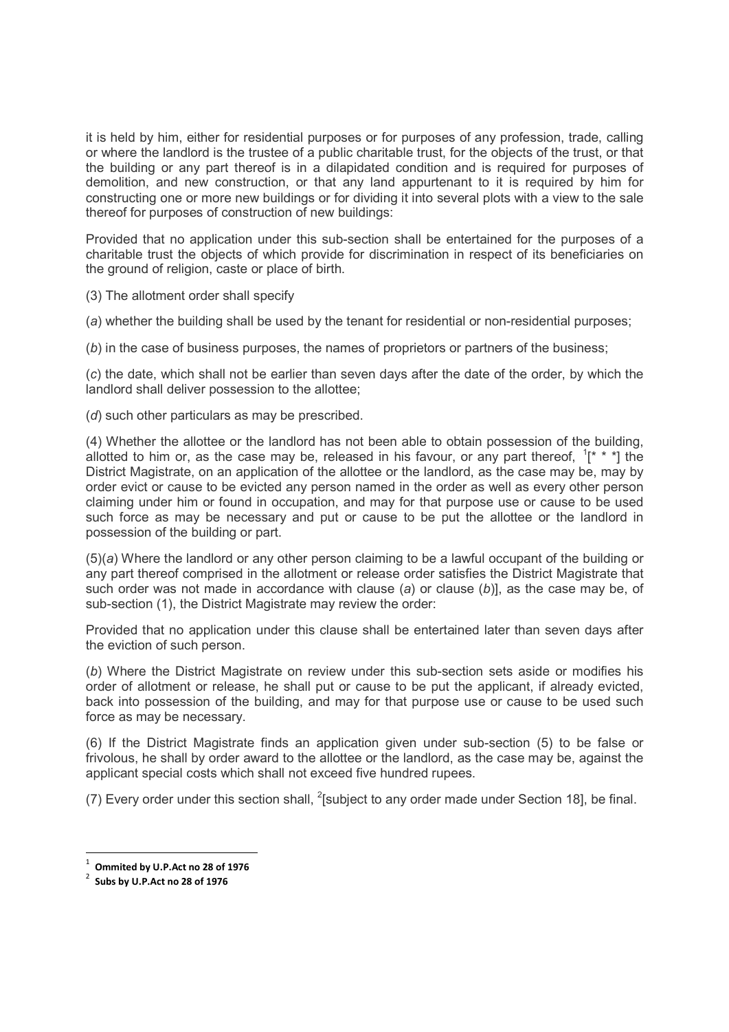it is held by him, either for residential purposes or for purposes of any profession, trade, calling or where the landlord is the trustee of a public charitable trust, for the objects of the trust, or that the building or any part thereof is in a dilapidated condition and is required for purposes of demolition, and new construction, or that any land appurtenant to it is required by him for constructing one or more new buildings or for dividing it into several plots with a view to the sale thereof for purposes of construction of new buildings:

Provided that no application under this sub-section shall be entertained for the purposes of a charitable trust the objects of which provide for discrimination in respect of its beneficiaries on the ground of religion, caste or place of birth.

(3) The allotment order shall specify

(*a*) whether the building shall be used by the tenant for residential or non-residential purposes;

(*b*) in the case of business purposes, the names of proprietors or partners of the business;

(*c*) the date, which shall not be earlier than seven days after the date of the order, by which the landlord shall deliver possession to the allottee;

(*d*) such other particulars as may be prescribed.

(4) Whether the allottee or the landlord has not been able to obtain possession of the building, allotted to him or, as the case may be, released in his favour, or any part thereof, [1][* * *] the District Magistrate, on an application of the allottee or the landlord, as the case may be, may by order evict or cause to be evicted any person named in the order as well as every other person claiming under him or found in occupation, and may for that purpose use or cause to be used such force as may be necessary and put or cause to be put the allottee or the landlord in possession of the building or part.

(5)(*a*) Where the landlord or any other person claiming to be a lawful occupant of the building or any part thereof comprised in the allotment or release order satisfies the District Magistrate that such order was not made in accordance with clause (*a*) or clause (*b*)], as the case may be, of sub-section (1), the District Magistrate may review the order:

Provided that no application under this clause shall be entertained later than seven days after the eviction of such person.

(*b*) Where the District Magistrate on review under this sub-section sets aside or modifies his order of allotment or release, he shall put or cause to be put the applicant, if already evicted, back into possession of the building, and may for that purpose use or cause to be used such force as may be necessary.

(6) If the District Magistrate finds an application given under sub-section (5) to be false or frivolous, he shall by order award to the allottee or the landlord, as the case may be, against the applicant special costs which shall not exceed five hundred rupees.

(7) Every order under this section shall, [2][subject to any order made under Section 18], be final.

---

[1] **Ommited by U.P.Act no 28 of 1976**

[2] **Subs by U.P.Act no 28 of 1976**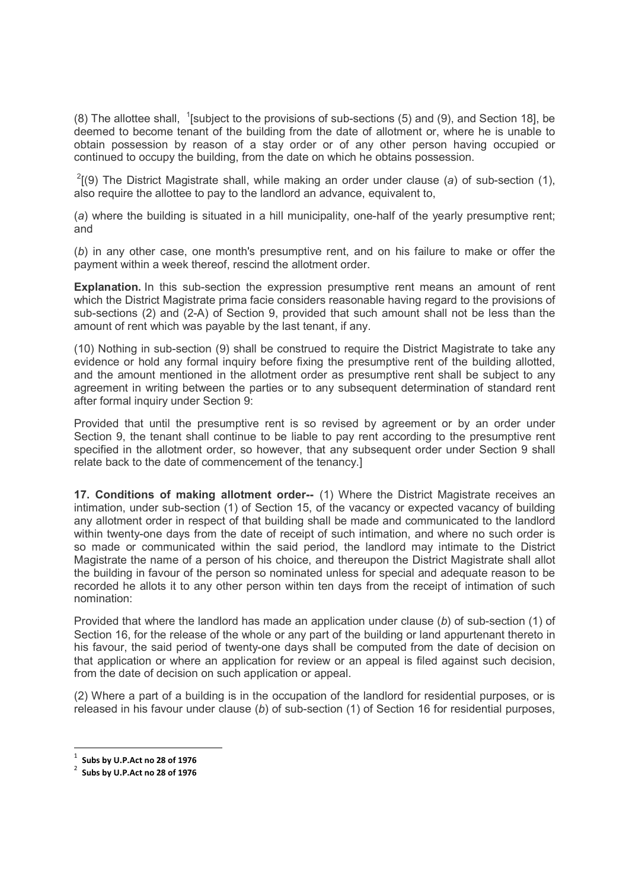(8) The allottee shall, [1][subject to the provisions of sub-sections (5) and (9), and Section 18], be deemed to become tenant of the building from the date of allotment or, where he is unable to obtain possession by reason of a stay order or of any other person having occupied or continued to occupy the building, from the date on which he obtains possession.

[2][(9) The District Magistrate shall, while making an order under clause (*a*) of sub-section (1), also require the allottee to pay to the landlord an advance, equivalent to,

(*a*) where the building is situated in a hill municipality, one-half of the yearly presumptive rent; and

(*b*) in any other case, one month's presumptive rent, and on his failure to make or offer the payment within a week thereof, rescind the allotment order.

**Explanation.** In this sub-section the expression presumptive rent means an amount of rent which the District Magistrate prima facie considers reasonable having regard to the provisions of sub-sections (2) and (2-A) of Section 9, provided that such amount shall not be less than the amount of rent which was payable by the last tenant, if any.

(10) Nothing in sub-section (9) shall be construed to require the District Magistrate to take any evidence or hold any formal inquiry before fixing the presumptive rent of the building allotted, and the amount mentioned in the allotment order as presumptive rent shall be subject to any agreement in writing between the parties or to any subsequent determination of standard rent after formal inquiry under Section 9:

Provided that until the presumptive rent is so revised by agreement or by an order under Section 9, the tenant shall continue to be liable to pay rent according to the presumptive rent specified in the allotment order, so however, that any subsequent order under Section 9 shall relate back to the date of commencement of the tenancy.]

**17. Conditions of making allotment order--** (1) Where the District Magistrate receives an intimation, under sub-section (1) of Section 15, of the vacancy or expected vacancy of building any allotment order in respect of that building shall be made and communicated to the landlord within twenty-one days from the date of receipt of such intimation, and where no such order is so made or communicated within the said period, the landlord may intimate to the District Magistrate the name of a person of his choice, and thereupon the District Magistrate shall allot the building in favour of the person so nominated unless for special and adequate reason to be recorded he allots it to any other person within ten days from the receipt of intimation of such nomination:

Provided that where the landlord has made an application under clause (*b*) of sub-section (1) of Section 16, for the release of the whole or any part of the building or land appurtenant thereto in his favour, the said period of twenty-one days shall be computed from the date of decision on that application or where an application for review or an appeal is filed against such decision, from the date of decision on such application or appeal.

(2) Where a part of a building is in the occupation of the landlord for residential purposes, or is released in his favour under clause (*b*) of sub-section (1) of Section 16 for residential purposes,

---

[1] **Subs by U.P.Act no 28 of 1976**

[2] **Subs by U.P.Act no 28 of 1976**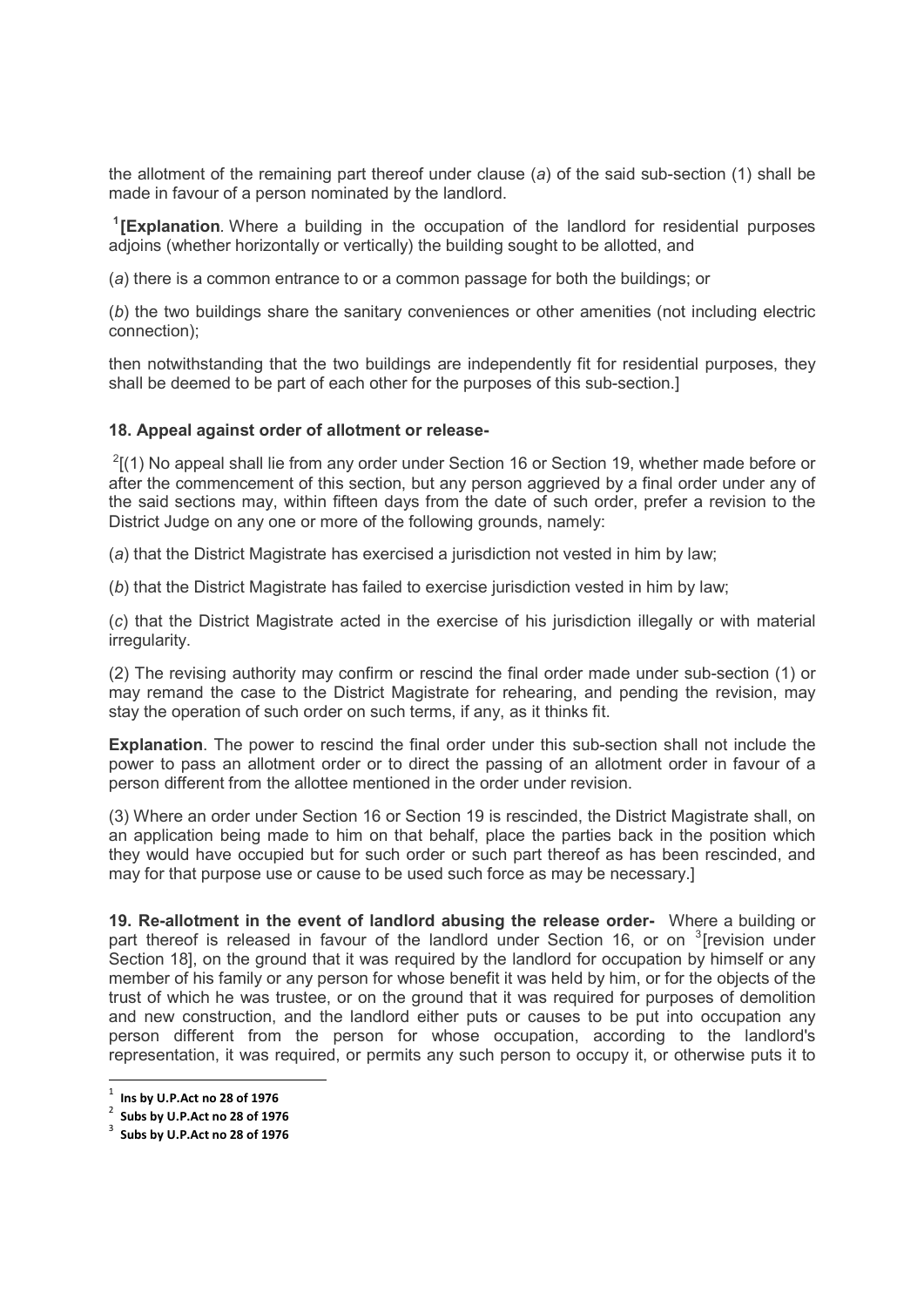the allotment of the remaining part thereof under clause (*a*) of the said sub-section (1) shall be made in favour of a person nominated by the landlord.

[1]**[Explanation**. Where a building in the occupation of the landlord for residential purposes adjoins (whether horizontally or vertically) the building sought to be allotted, and

(*a*) there is a common entrance to or a common passage for both the buildings; or

(*b*) the two buildings share the sanitary conveniences or other amenities (not including electric connection);

then notwithstanding that the two buildings are independently fit for residential purposes, they shall be deemed to be part of each other for the purposes of this sub-section.]

**18. Appeal against order of allotment or release-**

[2][(1) No appeal shall lie from any order under Section 16 or Section 19, whether made before or after the commencement of this section, but any person aggrieved by a final order under any of the said sections may, within fifteen days from the date of such order, prefer a revision to the District Judge on any one or more of the following grounds, namely:

(*a*) that the District Magistrate has exercised a jurisdiction not vested in him by law;

(*b*) that the District Magistrate has failed to exercise jurisdiction vested in him by law;

(*c*) that the District Magistrate acted in the exercise of his jurisdiction illegally or with material irregularity.

(2) The revising authority may confirm or rescind the final order made under sub-section (1) or may remand the case to the District Magistrate for rehearing, and pending the revision, may stay the operation of such order on such terms, if any, as it thinks fit.

**Explanation**. The power to rescind the final order under this sub-section shall not include the power to pass an allotment order or to direct the passing of an allotment order in favour of a person different from the allottee mentioned in the order under revision.

(3) Where an order under Section 16 or Section 19 is rescinded, the District Magistrate shall, on an application being made to him on that behalf, place the parties back in the position which they would have occupied but for such order or such part thereof as has been rescinded, and may for that purpose use or cause to be used such force as may be necessary.]

**19. Re-allotment in the event of landlord abusing the release order-** Where a building or part thereof is released in favour of the landlord under Section 16, or on [3][revision under Section 18], on the ground that it was required by the landlord for occupation by himself or any member of his family or any person for whose benefit it was held by him, or for the objects of the trust of which he was trustee, or on the ground that it was required for purposes of demolition and new construction, and the landlord either puts or causes to be put into occupation any person different from the person for whose occupation, according to the landlord's representation, it was required, or permits any such person to occupy it, or otherwise puts it to

---

[1] **Ins by U.P.Act no 28 of 1976**

[2] **Subs by U.P.Act no 28 of 1976**

[3] **Subs by U.P.Act no 28 of 1976**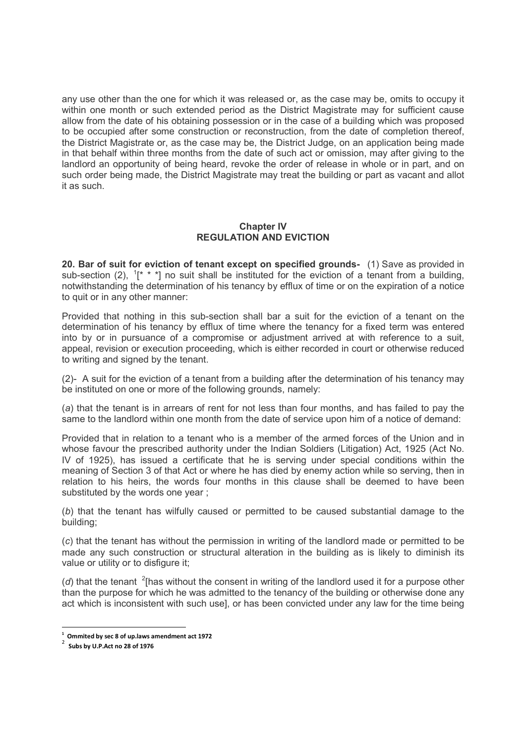any use other than the one for which it was released or, as the case may be, omits to occupy it within one month or such extended period as the District Magistrate may for sufficient cause allow from the date of his obtaining possession or in the case of a building which was proposed to be occupied after some construction or reconstruction, from the date of completion thereof, the District Magistrate or, as the case may be, the District Judge, on an application being made in that behalf within three months from the date of such act or omission, may after giving to the landlord an opportunity of being heard, revoke the order of release in whole or in part, and on such order being made, the District Magistrate may treat the building or part as vacant and allot it as such.

## Chapter IV
## REGULATION AND EVICTION

**20. Bar of suit for eviction of tenant except on specified grounds-** (1) Save as provided in sub-section (2), [1][* * *] no suit shall be instituted for the eviction of a tenant from a building, notwithstanding the determination of his tenancy by efflux of time or on the expiration of a notice to quit or in any other manner:

Provided that nothing in this sub-section shall bar a suit for the eviction of a tenant on the determination of his tenancy by efflux of time where the tenancy for a fixed term was entered into by or in pursuance of a compromise or adjustment arrived at with reference to a suit, appeal, revision or execution proceeding, which is either recorded in court or otherwise reduced to writing and signed by the tenant.

(2)- A suit for the eviction of a tenant from a building after the determination of his tenancy may be instituted on one or more of the following grounds, namely:

(*a*) that the tenant is in arrears of rent for not less than four months, and has failed to pay the same to the landlord within one month from the date of service upon him of a notice of demand:

Provided that in relation to a tenant who is a member of the armed forces of the Union and in whose favour the prescribed authority under the Indian Soldiers (Litigation) Act, 1925 (Act No. IV of 1925), has issued a certificate that he is serving under special conditions within the meaning of Section 3 of that Act or where he has died by enemy action while so serving, then in relation to his heirs, the words four months in this clause shall be deemed to have been substituted by the words one year ;

(*b*) that the tenant has wilfully caused or permitted to be caused substantial damage to the building;

(*c*) that the tenant has without the permission in writing of the landlord made or permitted to be made any such construction or structural alteration in the building as is likely to diminish its value or utility or to disfigure it;

(*d*) that the tenant [2][has without the consent in writing of the landlord used it for a purpose other than the purpose for which he was admitted to the tenancy of the building or otherwise done any act which is inconsistent with such use], or has been convicted under any law for the time being

---

[1] **Ommited by sec 8 of up.laws amendment act 1972**

[2] **Subs by U.P.Act no 28 of 1976**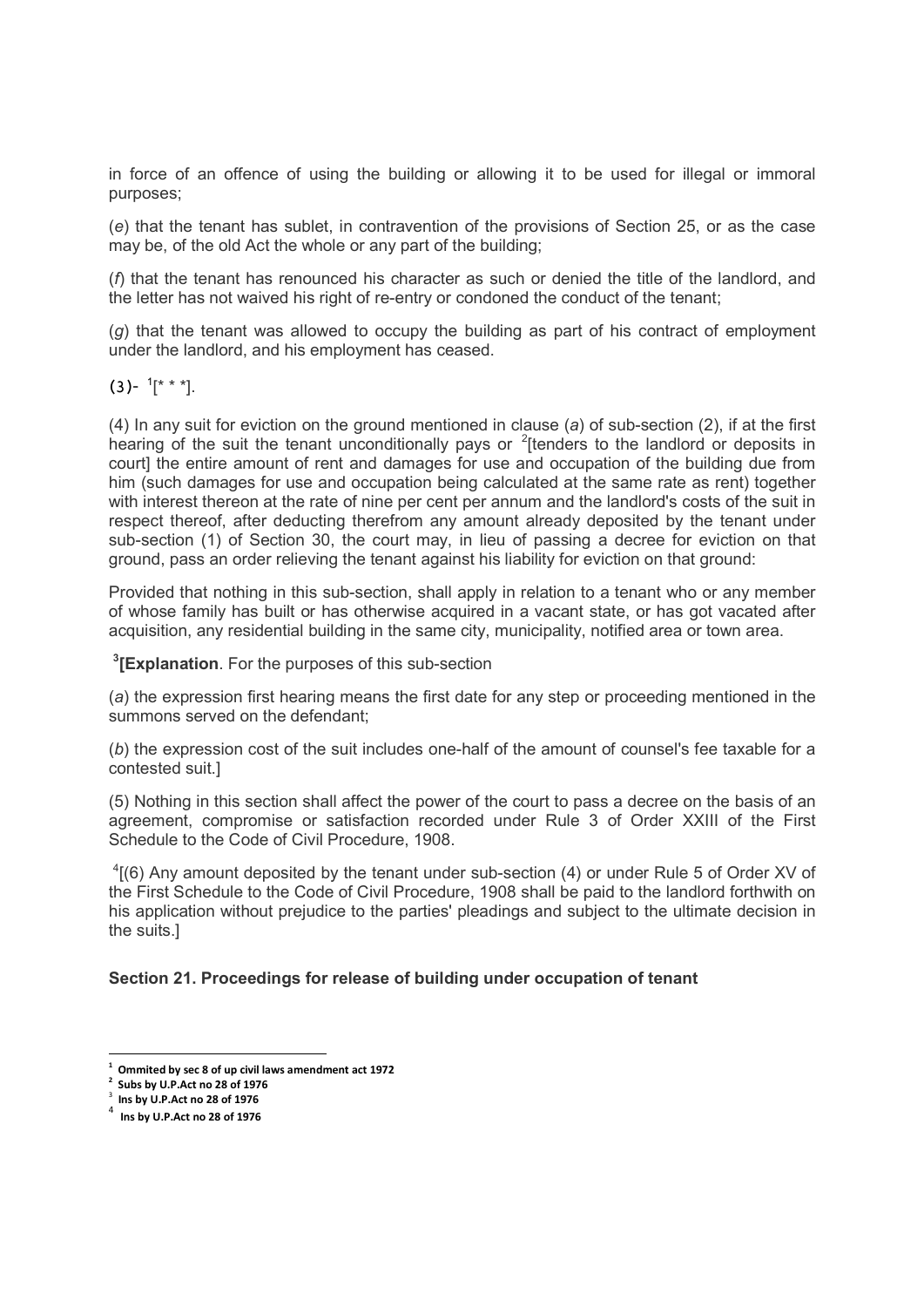in force of an offence of using the building or allowing it to be used for illegal or immoral purposes;

(*e*) that the tenant has sublet, in contravention of the provisions of Section 25, or as the case may be, of the old Act the whole or any part of the building;

(*f*) that the tenant has renounced his character as such or denied the title of the landlord, and the letter has not waived his right of re-entry or condoned the conduct of the tenant;

(*g*) that the tenant was allowed to occupy the building as part of his contract of employment under the landlord, and his employment has ceased.

(3)- [1][* * *].

(4) In any suit for eviction on the ground mentioned in clause (*a*) of sub-section (2), if at the first hearing of the suit the tenant unconditionally pays or [2][tenders to the landlord or deposits in court] the entire amount of rent and damages for use and occupation of the building due from him (such damages for use and occupation being calculated at the same rate as rent) together with interest thereon at the rate of nine per cent per annum and the landlord's costs of the suit in respect thereof, after deducting therefrom any amount already deposited by the tenant under sub-section (1) of Section 30, the court may, in lieu of passing a decree for eviction on that ground, pass an order relieving the tenant against his liability for eviction on that ground:

Provided that nothing in this sub-section, shall apply in relation to a tenant who or any member of whose family has built or has otherwise acquired in a vacant state, or has got vacated after acquisition, any residential building in the same city, municipality, notified area or town area.

[3]**[Explanation**. For the purposes of this sub-section

(*a*) the expression first hearing means the first date for any step or proceeding mentioned in the summons served on the defendant;

(*b*) the expression cost of the suit includes one-half of the amount of counsel's fee taxable for a contested suit.]

(5) Nothing in this section shall affect the power of the court to pass a decree on the basis of an agreement, compromise or satisfaction recorded under Rule 3 of Order XXIII of the First Schedule to the Code of Civil Procedure, 1908.

[4][(6) Any amount deposited by the tenant under sub-section (4) or under Rule 5 of Order XV of the First Schedule to the Code of Civil Procedure, 1908 shall be paid to the landlord forthwith on his application without prejudice to the parties' pleadings and subject to the ultimate decision in the suits.]

**Section 21. Proceedings for release of building under occupation of tenant**

---

[1] **Ommited by sec 8 of up civil laws amendment act 1972**

[2] **Subs by U.P.Act no 28 of 1976**

[3] **Ins by U.P.Act no 28 of 1976**

[4] **Ins by U.P.Act no 28 of 1976**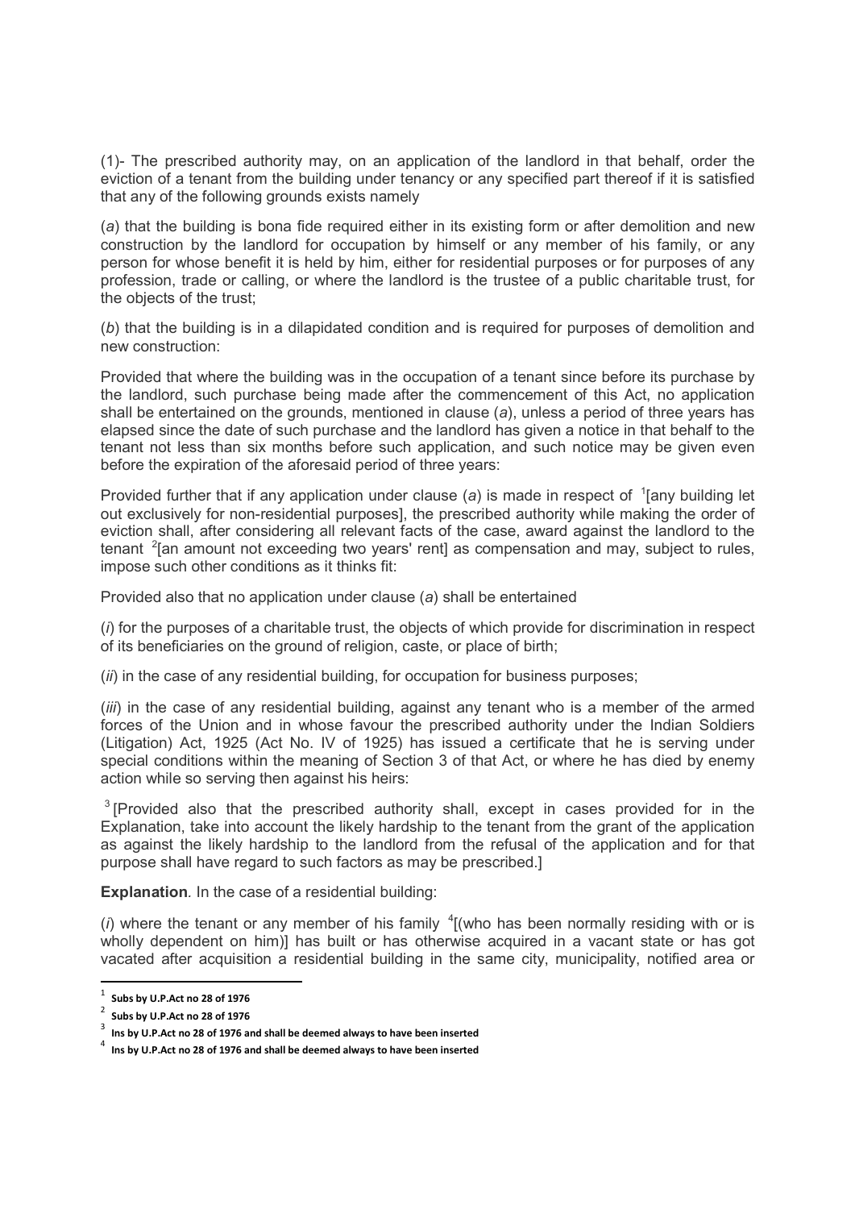(1)- The prescribed authority may, on an application of the landlord in that behalf, order the eviction of a tenant from the building under tenancy or any specified part thereof if it is satisfied that any of the following grounds exists namely

(*a*) that the building is bona fide required either in its existing form or after demolition and new construction by the landlord for occupation by himself or any member of his family, or any person for whose benefit it is held by him, either for residential purposes or for purposes of any profession, trade or calling, or where the landlord is the trustee of a public charitable trust, for the objects of the trust;

(*b*) that the building is in a dilapidated condition and is required for purposes of demolition and new construction:

Provided that where the building was in the occupation of a tenant since before its purchase by the landlord, such purchase being made after the commencement of this Act, no application shall be entertained on the grounds, mentioned in clause (*a*), unless a period of three years has elapsed since the date of such purchase and the landlord has given a notice in that behalf to the tenant not less than six months before such application, and such notice may be given even before the expiration of the aforesaid period of three years:

Provided further that if any application under clause (*a*) is made in respect of [1][any building let out exclusively for non-residential purposes], the prescribed authority while making the order of eviction shall, after considering all relevant facts of the case, award against the landlord to the tenant [2][an amount not exceeding two years' rent] as compensation and may, subject to rules, impose such other conditions as it thinks fit:

Provided also that no application under clause (*a*) shall be entertained

(*i*) for the purposes of a charitable trust, the objects of which provide for discrimination in respect of its beneficiaries on the ground of religion, caste, or place of birth;

(*ii*) in the case of any residential building, for occupation for business purposes;

(*iii*) in the case of any residential building, against any tenant who is a member of the armed forces of the Union and in whose favour the prescribed authority under the Indian Soldiers (Litigation) Act, 1925 (Act No. IV of 1925) has issued a certificate that he is serving under special conditions within the meaning of Section 3 of that Act, or where he has died by enemy action while so serving then against his heirs:

[3][Provided also that the prescribed authority shall, except in cases provided for in the Explanation, take into account the likely hardship to the tenant from the grant of the application as against the likely hardship to the landlord from the refusal of the application and for that purpose shall have regard to such factors as may be prescribed.]

**Explanation**. In the case of a residential building:

(*i*) where the tenant or any member of his family [4][(who has been normally residing with or is wholly dependent on him)] has built or has otherwise acquired in a vacant state or has got vacated after acquisition a residential building in the same city, municipality, notified area or

---

[1] **Subs by U.P.Act no 28 of 1976**

[2] **Subs by U.P.Act no 28 of 1976**

[3] **Ins by U.P.Act no 28 of 1976 and shall be deemed always to have been inserted**

[4] **Ins by U.P.Act no 28 of 1976 and shall be deemed always to have been inserted**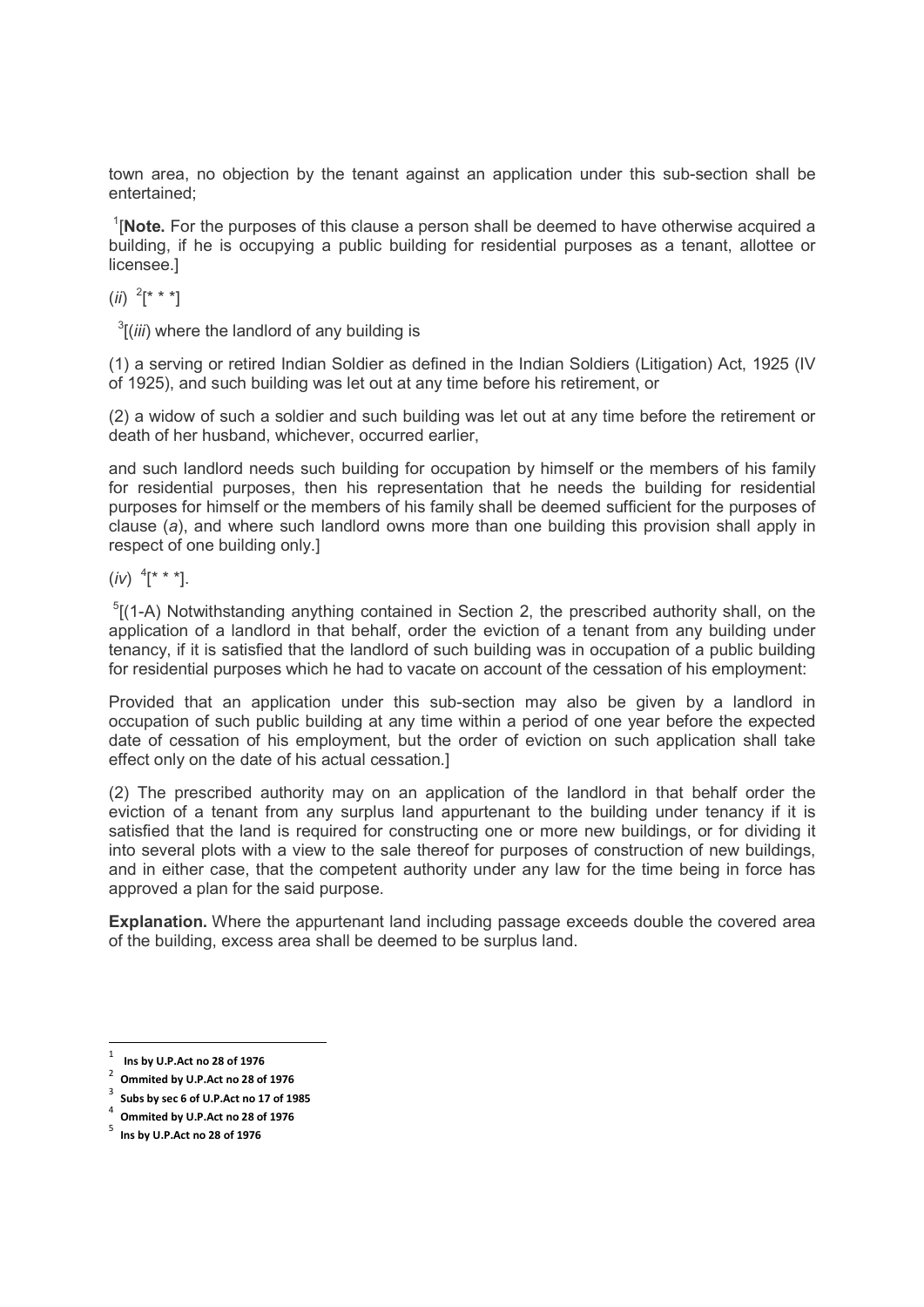town area, no objection by the tenant against an application under this sub-section shall be entertained;

[1][**Note.** For the purposes of this clause a person shall be deemed to have otherwise acquired a building, if he is occupying a public building for residential purposes as a tenant, allottee or licensee.]

(*ii*) [2][* * *]

[3][(*iii*) where the landlord of any building is

(1) a serving or retired Indian Soldier as defined in the Indian Soldiers (Litigation) Act, 1925 (IV of 1925), and such building was let out at any time before his retirement, or

(2) a widow of such a soldier and such building was let out at any time before the retirement or death of her husband, whichever, occurred earlier,

and such landlord needs such building for occupation by himself or the members of his family for residential purposes, then his representation that he needs the building for residential purposes for himself or the members of his family shall be deemed sufficient for the purposes of clause (*a*), and where such landlord owns more than one building this provision shall apply in respect of one building only.]

(*iv*) [4][* * *].

[5][(1-A) Notwithstanding anything contained in Section 2, the prescribed authority shall, on the application of a landlord in that behalf, order the eviction of a tenant from any building under tenancy, if it is satisfied that the landlord of such building was in occupation of a public building for residential purposes which he had to vacate on account of the cessation of his employment:

Provided that an application under this sub-section may also be given by a landlord in occupation of such public building at any time within a period of one year before the expected date of cessation of his employment, but the order of eviction on such application shall take effect only on the date of his actual cessation.]

(2) The prescribed authority may on an application of the landlord in that behalf order the eviction of a tenant from any surplus land appurtenant to the building under tenancy if it is satisfied that the land is required for constructing one or more new buildings, or for dividing it into several plots with a view to the sale thereof for purposes of construction of new buildings, and in either case, that the competent authority under any law for the time being in force has approved a plan for the said purpose.

**Explanation.** Where the appurtenant land including passage exceeds double the covered area of the building, excess area shall be deemed to be surplus land.

---

[1] **Ins by U.P.Act no 28 of 1976**

[2] **Ommited by U.P.Act no 28 of 1976**

[3] **Subs by sec 6 of U.P.Act no 17 of 1985**

[4] **Ommited by U.P.Act no 28 of 1976**

[5] **Ins by U.P.Act no 28 of 1976**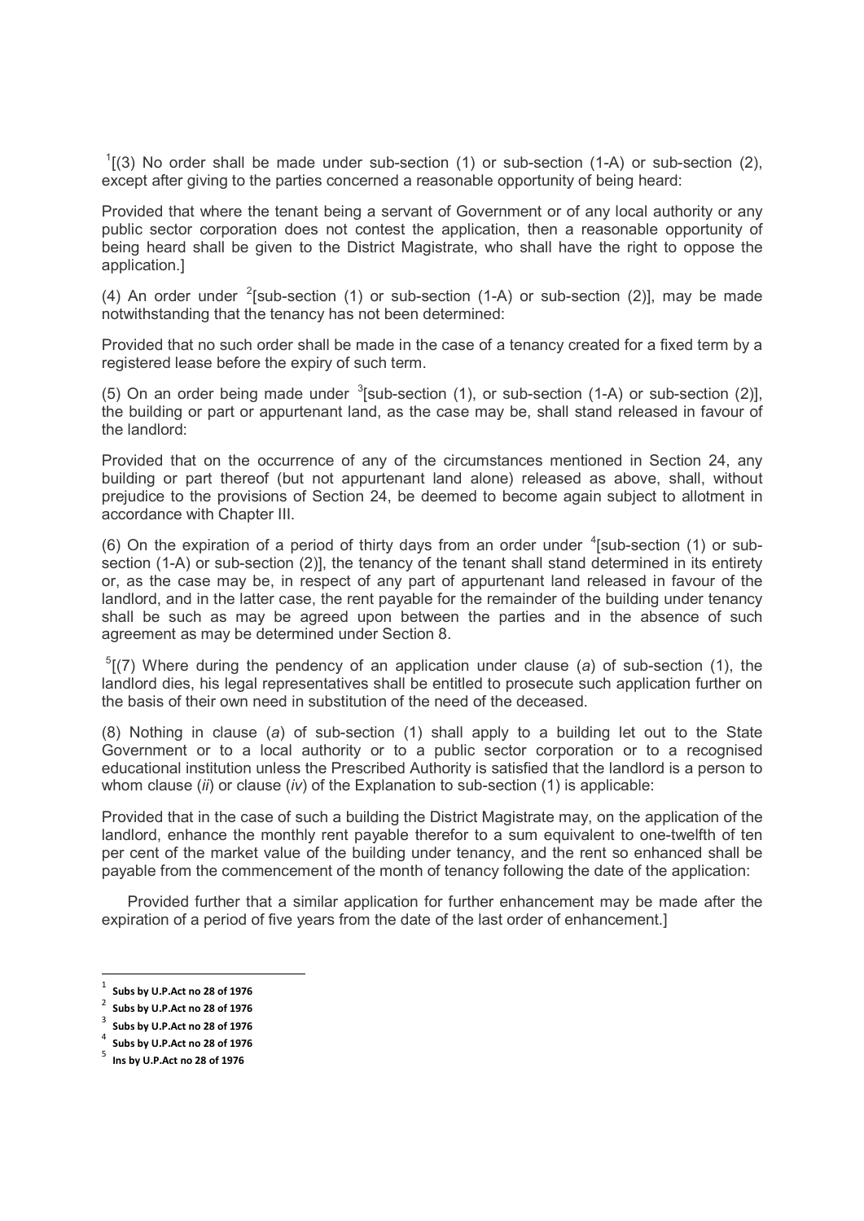[1][(3) No order shall be made under sub-section (1) or sub-section (1-A) or sub-section (2), except after giving to the parties concerned a reasonable opportunity of being heard:

Provided that where the tenant being a servant of Government or of any local authority or any public sector corporation does not contest the application, then a reasonable opportunity of being heard shall be given to the District Magistrate, who shall have the right to oppose the application.]

(4) An order under [2][sub-section (1) or sub-section (1-A) or sub-section (2)], may be made notwithstanding that the tenancy has not been determined:

Provided that no such order shall be made in the case of a tenancy created for a fixed term by a registered lease before the expiry of such term.

(5) On an order being made under [3][sub-section (1), or sub-section (1-A) or sub-section (2)], the building or part or appurtenant land, as the case may be, shall stand released in favour of the landlord:

Provided that on the occurrence of any of the circumstances mentioned in Section 24, any building or part thereof (but not appurtenant land alone) released as above, shall, without prejudice to the provisions of Section 24, be deemed to become again subject to allotment in accordance with Chapter III.

(6) On the expiration of a period of thirty days from an order under [4][sub-section (1) or sub-section (1-A) or sub-section (2)], the tenancy of the tenant shall stand determined in its entirety or, as the case may be, in respect of any part of appurtenant land released in favour of the landlord, and in the latter case, the rent payable for the remainder of the building under tenancy shall be such as may be agreed upon between the parties and in the absence of such agreement as may be determined under Section 8.

[5][(7) Where during the pendency of an application under clause (*a*) of sub-section (1), the landlord dies, his legal representatives shall be entitled to prosecute such application further on the basis of their own need in substitution of the need of the deceased.

(8) Nothing in clause (*a*) of sub-section (1) shall apply to a building let out to the State Government or to a local authority or to a public sector corporation or to a recognised educational institution unless the Prescribed Authority is satisfied that the landlord is a person to whom clause (*ii*) or clause (*iv*) of the Explanation to sub-section (1) is applicable:

Provided that in the case of such a building the District Magistrate may, on the application of the landlord, enhance the monthly rent payable therefor to a sum equivalent to one-twelfth of ten per cent of the market value of the building under tenancy, and the rent so enhanced shall be payable from the commencement of the month of tenancy following the date of the application:

Provided further that a similar application for further enhancement may be made after the expiration of a period of five years from the date of the last order of enhancement.]

---

[1] **Subs by U.P.Act no 28 of 1976**

[2] **Subs by U.P.Act no 28 of 1976**

[3] **Subs by U.P.Act no 28 of 1976**

[4] **Subs by U.P.Act no 28 of 1976**

[5] **Ins by U.P.Act no 28 of 1976**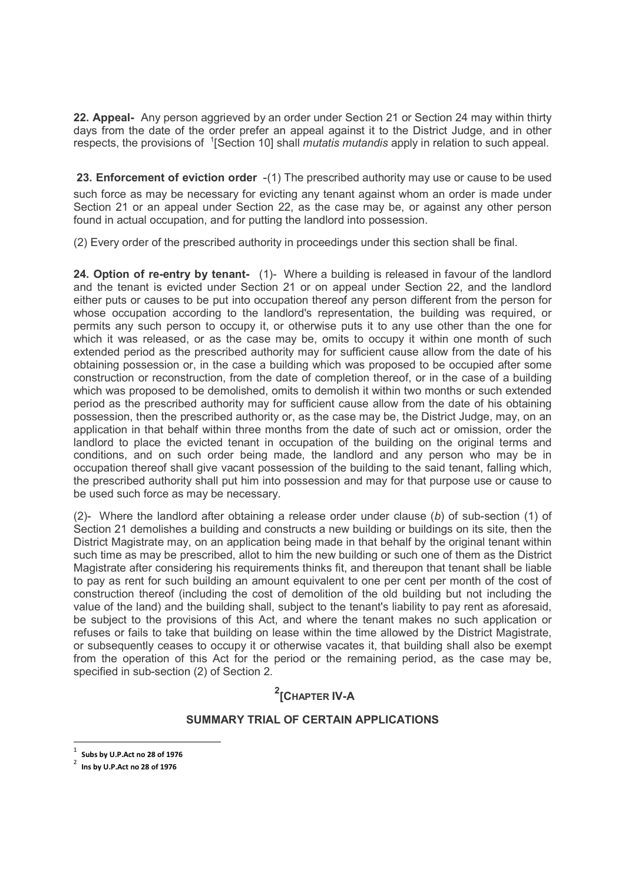**22. Appeal-** Any person aggrieved by an order under Section 21 or Section 24 may within thirty days from the date of the order prefer an appeal against it to the District Judge, and in other respects, the provisions of [1][Section 10] shall *mutatis mutandis* apply in relation to such appeal.

**23. Enforcement of eviction order** -(1) The prescribed authority may use or cause to be used such force as may be necessary for evicting any tenant against whom an order is made under Section 21 or an appeal under Section 22, as the case may be, or against any other person found in actual occupation, and for putting the landlord into possession.

(2) Every order of the prescribed authority in proceedings under this section shall be final.

**24. Option of re-entry by tenant-** (1)- Where a building is released in favour of the landlord and the tenant is evicted under Section 21 or on appeal under Section 22, and the landlord either puts or causes to be put into occupation thereof any person different from the person for whose occupation according to the landlord's representation, the building was required, or permits any such person to occupy it, or otherwise puts it to any use other than the one for which it was released, or as the case may be, omits to occupy it within one month of such extended period as the prescribed authority may for sufficient cause allow from the date of his obtaining possession or, in the case a building which was proposed to be occupied after some construction or reconstruction, from the date of completion thereof, or in the case of a building which was proposed to be demolished, omits to demolish it within two months or such extended period as the prescribed authority may for sufficient cause allow from the date of his obtaining possession, then the prescribed authority or, as the case may be, the District Judge, may, on an application in that behalf within three months from the date of such act or omission, order the landlord to place the evicted tenant in occupation of the building on the original terms and conditions, and on such order being made, the landlord and any person who may be in occupation thereof shall give vacant possession of the building to the said tenant, falling which, the prescribed authority shall put him into possession and may for that purpose use or cause to be used such force as may be necessary.

(2)- Where the landlord after obtaining a release order under clause (*b*) of sub-section (1) of Section 21 demolishes a building and constructs a new building or buildings on its site, then the District Magistrate may, on an application being made in that behalf by the original tenant within such time as may be prescribed, allot to him the new building or such one of them as the District Magistrate after considering his requirements thinks fit, and thereupon that tenant shall be liable to pay as rent for such building an amount equivalent to one per cent per month of the cost of construction thereof (including the cost of demolition of the old building but not including the value of the land) and the building shall, subject to the tenant's liability to pay rent as aforesaid, be subject to the provisions of this Act, and where the tenant makes no such application or refuses or fails to take that building on lease within the time allowed by the District Magistrate, or subsequently ceases to occupy it or otherwise vacates it, that building shall also be exempt from the operation of this Act for the period or the remaining period, as the case may be, specified in sub-section (2) of Section 2.

## [2][CHAPTER IV-A

### SUMMARY TRIAL OF CERTAIN APPLICATIONS

---

[1] **Subs by U.P.Act no 28 of 1976**

[2] **Ins by U.P.Act no 28 of 1976**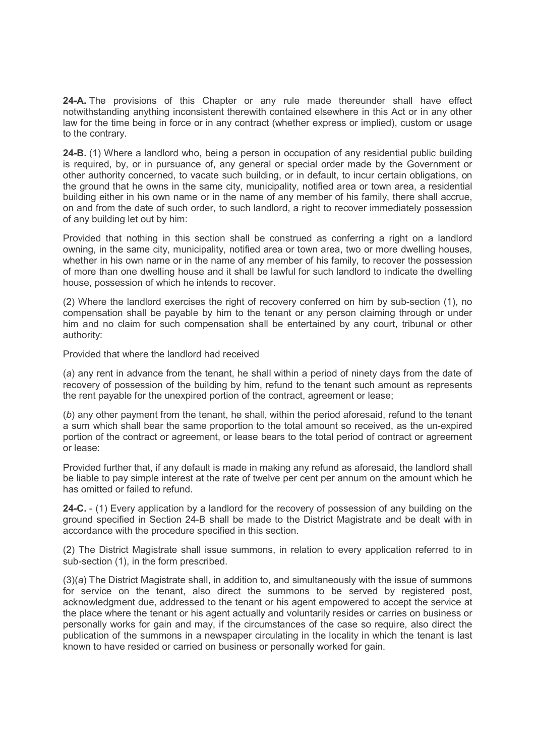**24-A.** The provisions of this Chapter or any rule made thereunder shall have effect notwithstanding anything inconsistent therewith contained elsewhere in this Act or in any other law for the time being in force or in any contract (whether express or implied), custom or usage to the contrary.

**24-B.** (1) Where a landlord who, being a person in occupation of any residential public building is required, by, or in pursuance of, any general or special order made by the Government or other authority concerned, to vacate such building, or in default, to incur certain obligations, on the ground that he owns in the same city, municipality, notified area or town area, a residential building either in his own name or in the name of any member of his family, there shall accrue, on and from the date of such order, to such landlord, a right to recover immediately possession of any building let out by him:

Provided that nothing in this section shall be construed as conferring a right on a landlord owning, in the same city, municipality, notified area or town area, two or more dwelling houses, whether in his own name or in the name of any member of his family, to recover the possession of more than one dwelling house and it shall be lawful for such landlord to indicate the dwelling house, possession of which he intends to recover.

(2) Where the landlord exercises the right of recovery conferred on him by sub-section (1), no compensation shall be payable by him to the tenant or any person claiming through or under him and no claim for such compensation shall be entertained by any court, tribunal or other authority:

Provided that where the landlord had received

(*a*) any rent in advance from the tenant, he shall within a period of ninety days from the date of recovery of possession of the building by him, refund to the tenant such amount as represents the rent payable for the unexpired portion of the contract, agreement or lease;

(*b*) any other payment from the tenant, he shall, within the period aforesaid, refund to the tenant a sum which shall bear the same proportion to the total amount so received, as the un-expired portion of the contract or agreement, or lease bears to the total period of contract or agreement or lease:

Provided further that, if any default is made in making any refund as aforesaid, the landlord shall be liable to pay simple interest at the rate of twelve per cent per annum on the amount which he has omitted or failed to refund.

**24-C.** - (1) Every application by a landlord for the recovery of possession of any building on the ground specified in Section 24-B shall be made to the District Magistrate and be dealt with in accordance with the procedure specified in this section.

(2) The District Magistrate shall issue summons, in relation to every application referred to in sub-section (1), in the form prescribed.

(3)(*a*) The District Magistrate shall, in addition to, and simultaneously with the issue of summons for service on the tenant, also direct the summons to be served by registered post, acknowledgment due, addressed to the tenant or his agent empowered to accept the service at the place where the tenant or his agent actually and voluntarily resides or carries on business or personally works for gain and may, if the circumstances of the case so require, also direct the publication of the summons in a newspaper circulating in the locality in which the tenant is last known to have resided or carried on business or personally worked for gain.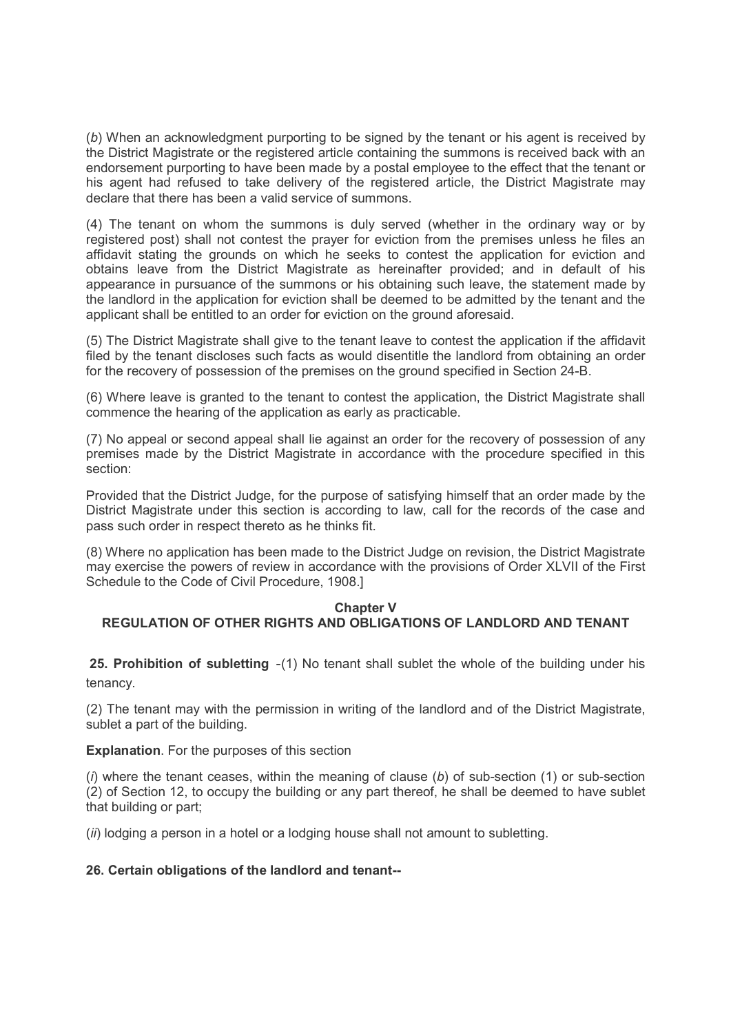(*b*) When an acknowledgment purporting to be signed by the tenant or his agent is received by the District Magistrate or the registered article containing the summons is received back with an endorsement purporting to have been made by a postal employee to the effect that the tenant or his agent had refused to take delivery of the registered article, the District Magistrate may declare that there has been a valid service of summons.

(4) The tenant on whom the summons is duly served (whether in the ordinary way or by registered post) shall not contest the prayer for eviction from the premises unless he files an affidavit stating the grounds on which he seeks to contest the application for eviction and obtains leave from the District Magistrate as hereinafter provided; and in default of his appearance in pursuance of the summons or his obtaining such leave, the statement made by the landlord in the application for eviction shall be deemed to be admitted by the tenant and the applicant shall be entitled to an order for eviction on the ground aforesaid.

(5) The District Magistrate shall give to the tenant leave to contest the application if the affidavit filed by the tenant discloses such facts as would disentitle the landlord from obtaining an order for the recovery of possession of the premises on the ground specified in Section 24-B.

(6) Where leave is granted to the tenant to contest the application, the District Magistrate shall commence the hearing of the application as early as practicable.

(7) No appeal or second appeal shall lie against an order for the recovery of possession of any premises made by the District Magistrate in accordance with the procedure specified in this section:

Provided that the District Judge, for the purpose of satisfying himself that an order made by the District Magistrate under this section is according to law, call for the records of the case and pass such order in respect thereto as he thinks fit.

(8) Where no application has been made to the District Judge on revision, the District Magistrate may exercise the powers of review in accordance with the provisions of Order XLVII of the First Schedule to the Code of Civil Procedure, 1908.]

## Chapter V
## REGULATION OF OTHER RIGHTS AND OBLIGATIONS OF LANDLORD AND TENANT

**25. Prohibition of subletting** -(1) No tenant shall sublet the whole of the building under his tenancy.

(2) The tenant may with the permission in writing of the landlord and of the District Magistrate, sublet a part of the building.

**Explanation**. For the purposes of this section

(*i*) where the tenant ceases, within the meaning of clause (*b*) of sub-section (1) or sub-section (2) of Section 12, to occupy the building or any part thereof, he shall be deemed to have sublet that building or part;

(*ii*) lodging a person in a hotel or a lodging house shall not amount to subletting.

**26. Certain obligations of the landlord and tenant--**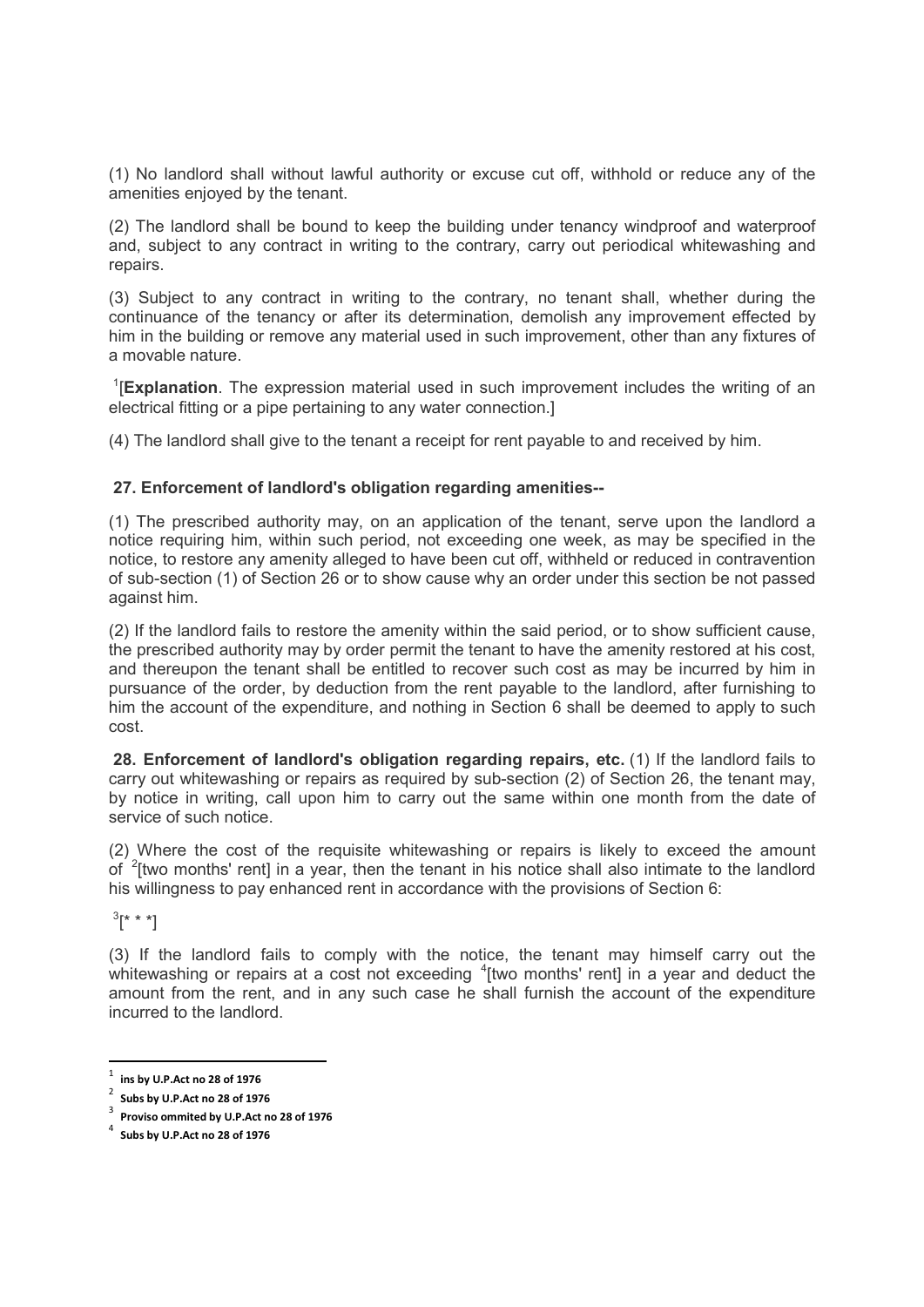(1) No landlord shall without lawful authority or excuse cut off, withhold or reduce any of the amenities enjoyed by the tenant.

(2) The landlord shall be bound to keep the building under tenancy windproof and waterproof and, subject to any contract in writing to the contrary, carry out periodical whitewashing and repairs.

(3) Subject to any contract in writing to the contrary, no tenant shall, whether during the continuance of the tenancy or after its determination, demolish any improvement effected by him in the building or remove any material used in such improvement, other than any fixtures of a movable nature.

[1][**Explanation**. The expression material used in such improvement includes the writing of an electrical fitting or a pipe pertaining to any water connection.]

(4) The landlord shall give to the tenant a receipt for rent payable to and received by him.

**27. Enforcement of landlord's obligation regarding amenities--**

(1) The prescribed authority may, on an application of the tenant, serve upon the landlord a notice requiring him, within such period, not exceeding one week, as may be specified in the notice, to restore any amenity alleged to have been cut off, withheld or reduced in contravention of sub-section (1) of Section 26 or to show cause why an order under this section be not passed against him.

(2) If the landlord fails to restore the amenity within the said period, or to show sufficient cause, the prescribed authority may by order permit the tenant to have the amenity restored at his cost, and thereupon the tenant shall be entitled to recover such cost as may be incurred by him in pursuance of the order, by deduction from the rent payable to the landlord, after furnishing to him the account of the expenditure, and nothing in Section 6 shall be deemed to apply to such cost.

**28. Enforcement of landlord's obligation regarding repairs, etc.** (1) If the landlord fails to carry out whitewashing or repairs as required by sub-section (2) of Section 26, the tenant may, by notice in writing, call upon him to carry out the same within one month from the date of service of such notice.

(2) Where the cost of the requisite whitewashing or repairs is likely to exceed the amount of [2][two months' rent] in a year, then the tenant in his notice shall also intimate to the landlord his willingness to pay enhanced rent in accordance with the provisions of Section 6:

[3][* * *]

(3) If the landlord fails to comply with the notice, the tenant may himself carry out the whitewashing or repairs at a cost not exceeding [4][two months' rent] in a year and deduct the amount from the rent, and in any such case he shall furnish the account of the expenditure incurred to the landlord.

---

[1] **ins by U.P.Act no 28 of 1976**

[2] **Subs by U.P.Act no 28 of 1976**

[3] **Proviso ommited by U.P.Act no 28 of 1976**

[4] **Subs by U.P.Act no 28 of 1976**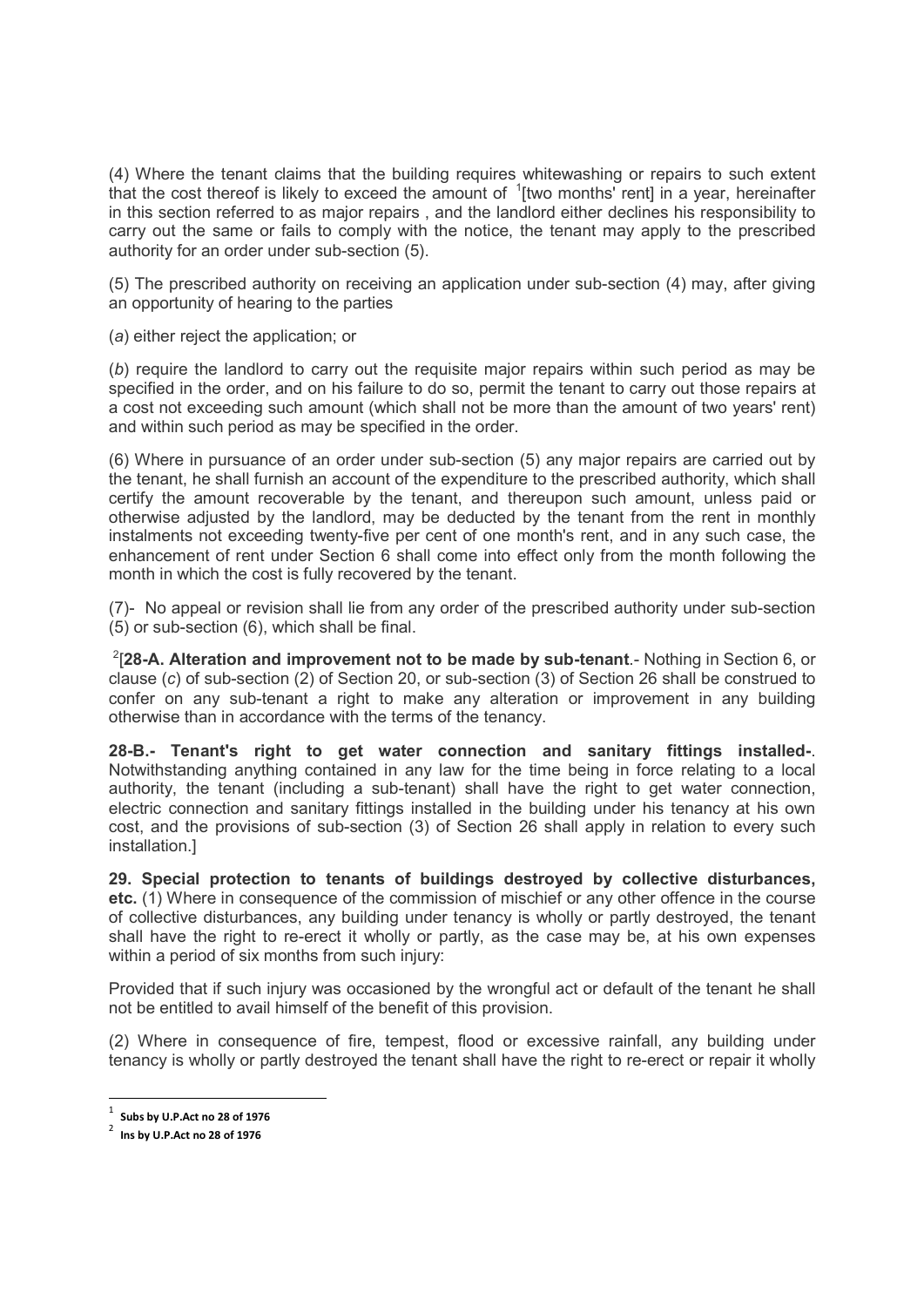(4) Where the tenant claims that the building requires whitewashing or repairs to such extent that the cost thereof is likely to exceed the amount of [1][two months' rent] in a year, hereinafter in this section referred to as major repairs , and the landlord either declines his responsibility to carry out the same or fails to comply with the notice, the tenant may apply to the prescribed authority for an order under sub-section (5).

(5) The prescribed authority on receiving an application under sub-section (4) may, after giving an opportunity of hearing to the parties

(*a*) either reject the application; or

(*b*) require the landlord to carry out the requisite major repairs within such period as may be specified in the order, and on his failure to do so, permit the tenant to carry out those repairs at a cost not exceeding such amount (which shall not be more than the amount of two years' rent) and within such period as may be specified in the order.

(6) Where in pursuance of an order under sub-section (5) any major repairs are carried out by the tenant, he shall furnish an account of the expenditure to the prescribed authority, which shall certify the amount recoverable by the tenant, and thereupon such amount, unless paid or otherwise adjusted by the landlord, may be deducted by the tenant from the rent in monthly instalments not exceeding twenty-five per cent of one month's rent, and in any such case, the enhancement of rent under Section 6 shall come into effect only from the month following the month in which the cost is fully recovered by the tenant.

(7)- No appeal or revision shall lie from any order of the prescribed authority under sub-section (5) or sub-section (6), which shall be final.

[2][**28-A. Alteration and improvement not to be made by sub-tenant**.- Nothing in Section 6, or clause (*c*) of sub-section (2) of Section 20, or sub-section (3) of Section 26 shall be construed to confer on any sub-tenant a right to make any alteration or improvement in any building otherwise than in accordance with the terms of the tenancy.

**28-B.- Tenant's right to get water connection and sanitary fittings installed-**. Notwithstanding anything contained in any law for the time being in force relating to a local authority, the tenant (including a sub-tenant) shall have the right to get water connection, electric connection and sanitary fittings installed in the building under his tenancy at his own cost, and the provisions of sub-section (3) of Section 26 shall apply in relation to every such installation.]

**29. Special protection to tenants of buildings destroyed by collective disturbances, etc.** (1) Where in consequence of the commission of mischief or any other offence in the course of collective disturbances, any building under tenancy is wholly or partly destroyed, the tenant shall have the right to re-erect it wholly or partly, as the case may be, at his own expenses within a period of six months from such injury:

Provided that if such injury was occasioned by the wrongful act or default of the tenant he shall not be entitled to avail himself of the benefit of this provision.

(2) Where in consequence of fire, tempest, flood or excessive rainfall, any building under tenancy is wholly or partly destroyed the tenant shall have the right to re-erect or repair it wholly

---

[1] **Subs by U.P.Act no 28 of 1976**

[2] **Ins by U.P.Act no 28 of 1976**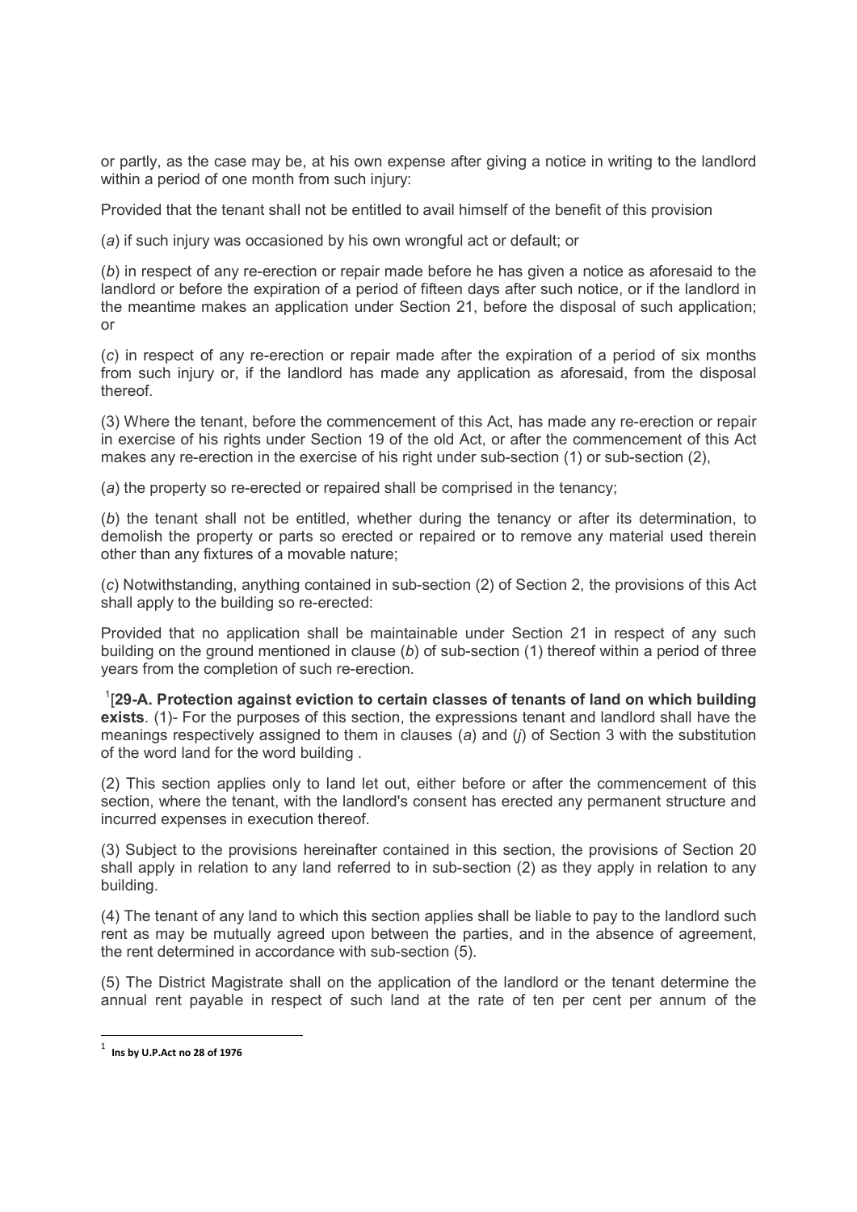or partly, as the case may be, at his own expense after giving a notice in writing to the landlord within a period of one month from such injury:

Provided that the tenant shall not be entitled to avail himself of the benefit of this provision

(*a*) if such injury was occasioned by his own wrongful act or default; or

(*b*) in respect of any re-erection or repair made before he has given a notice as aforesaid to the landlord or before the expiration of a period of fifteen days after such notice, or if the landlord in the meantime makes an application under Section 21, before the disposal of such application; or

(*c*) in respect of any re-erection or repair made after the expiration of a period of six months from such injury or, if the landlord has made any application as aforesaid, from the disposal thereof.

(3) Where the tenant, before the commencement of this Act, has made any re-erection or repair in exercise of his rights under Section 19 of the old Act, or after the commencement of this Act makes any re-erection in the exercise of his right under sub-section (1) or sub-section (2),

(*a*) the property so re-erected or repaired shall be comprised in the tenancy;

(*b*) the tenant shall not be entitled, whether during the tenancy or after its determination, to demolish the property or parts so erected or repaired or to remove any material used therein other than any fixtures of a movable nature;

(*c*) Notwithstanding, anything contained in sub-section (2) of Section 2, the provisions of this Act shall apply to the building so re-erected:

Provided that no application shall be maintainable under Section 21 in respect of any such building on the ground mentioned in clause (*b*) of sub-section (1) thereof within a period of three years from the completion of such re-erection.

[1][**29-A. Protection against eviction to certain classes of tenants of land on which building exists**. (1)- For the purposes of this section, the expressions tenant and landlord shall have the meanings respectively assigned to them in clauses (*a*) and (*j*) of Section 3 with the substitution of the word land for the word building .

(2) This section applies only to land let out, either before or after the commencement of this section, where the tenant, with the landlord's consent has erected any permanent structure and incurred expenses in execution thereof.

(3) Subject to the provisions hereinafter contained in this section, the provisions of Section 20 shall apply in relation to any land referred to in sub-section (2) as they apply in relation to any building.

(4) The tenant of any land to which this section applies shall be liable to pay to the landlord such rent as may be mutually agreed upon between the parties, and in the absence of agreement, the rent determined in accordance with sub-section (5).

(5) The District Magistrate shall on the application of the landlord or the tenant determine the annual rent payable in respect of such land at the rate of ten per cent per annum of the

---

[1] **Ins by U.P.Act no 28 of 1976**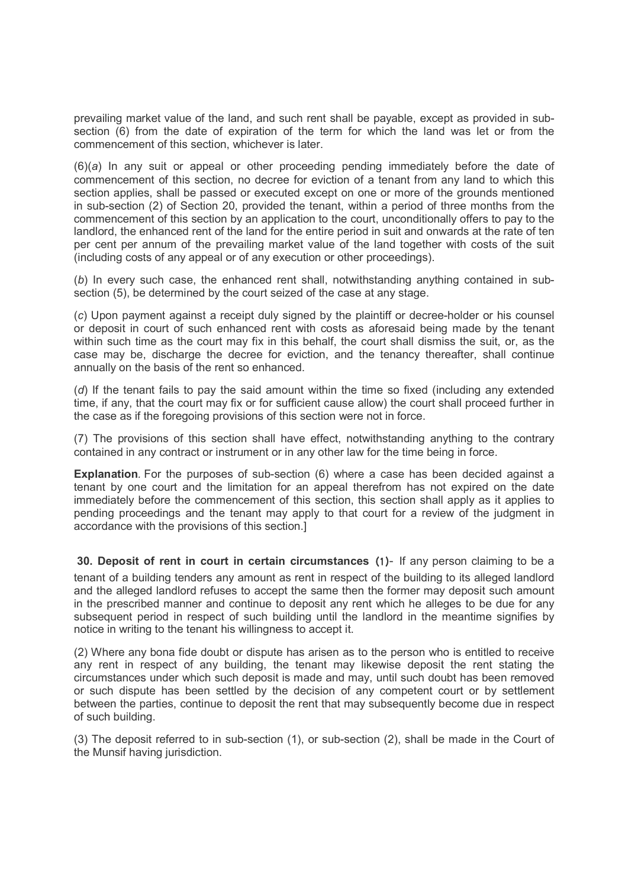prevailing market value of the land, and such rent shall be payable, except as provided in sub-section (6) from the date of expiration of the term for which the land was let or from the commencement of this section, whichever is later.

(6)(*a*) In any suit or appeal or other proceeding pending immediately before the date of commencement of this section, no decree for eviction of a tenant from any land to which this section applies, shall be passed or executed except on one or more of the grounds mentioned in sub-section (2) of Section 20, provided the tenant, within a period of three months from the commencement of this section by an application to the court, unconditionally offers to pay to the landlord, the enhanced rent of the land for the entire period in suit and onwards at the rate of ten per cent per annum of the prevailing market value of the land together with costs of the suit (including costs of any appeal or of any execution or other proceedings).

(*b*) In every such case, the enhanced rent shall, notwithstanding anything contained in sub-section (5), be determined by the court seized of the case at any stage.

(*c*) Upon payment against a receipt duly signed by the plaintiff or decree-holder or his counsel or deposit in court of such enhanced rent with costs as aforesaid being made by the tenant within such time as the court may fix in this behalf, the court shall dismiss the suit, or, as the case may be, discharge the decree for eviction, and the tenancy thereafter, shall continue annually on the basis of the rent so enhanced.

(*d*) If the tenant fails to pay the said amount within the time so fixed (including any extended time, if any, that the court may fix or for sufficient cause allow) the court shall proceed further in the case as if the foregoing provisions of this section were not in force.

(7) The provisions of this section shall have effect, notwithstanding anything to the contrary contained in any contract or instrument or in any other law for the time being in force.

**Explanation**. For the purposes of sub-section (6) where a case has been decided against a tenant by one court and the limitation for an appeal therefrom has not expired on the date immediately before the commencement of this section, this section shall apply as it applies to pending proceedings and the tenant may apply to that court for a review of the judgment in accordance with the provisions of this section.]

**30. Deposit of rent in court in certain circumstances (1)**- If any person claiming to be a tenant of a building tenders any amount as rent in respect of the building to its alleged landlord and the alleged landlord refuses to accept the same then the former may deposit such amount in the prescribed manner and continue to deposit any rent which he alleges to be due for any subsequent period in respect of such building until the landlord in the meantime signifies by notice in writing to the tenant his willingness to accept it.

(2) Where any bona fide doubt or dispute has arisen as to the person who is entitled to receive any rent in respect of any building, the tenant may likewise deposit the rent stating the circumstances under which such deposit is made and may, until such doubt has been removed or such dispute has been settled by the decision of any competent court or by settlement between the parties, continue to deposit the rent that may subsequently become due in respect of such building.

(3) The deposit referred to in sub-section (1), or sub-section (2), shall be made in the Court of the Munsif having jurisdiction.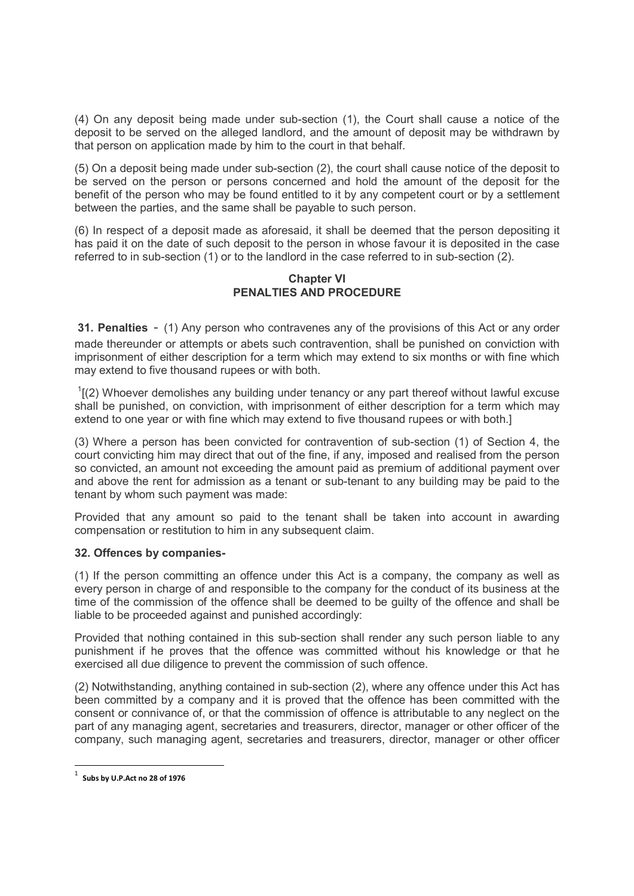(4) On any deposit being made under sub-section (1), the Court shall cause a notice of the deposit to be served on the alleged landlord, and the amount of deposit may be withdrawn by that person on application made by him to the court in that behalf.

(5) On a deposit being made under sub-section (2), the court shall cause notice of the deposit to be served on the person or persons concerned and hold the amount of the deposit for the benefit of the person who may be found entitled to it by any competent court or by a settlement between the parties, and the same shall be payable to such person.

(6) In respect of a deposit made as aforesaid, it shall be deemed that the person depositing it has paid it on the date of such deposit to the person in whose favour it is deposited in the case referred to in sub-section (1) or to the landlord in the case referred to in sub-section (2).

## Chapter VI
## PENALTIES AND PROCEDURE

**31. Penalties** - (1) Any person who contravenes any of the provisions of this Act or any order made thereunder or attempts or abets such contravention, shall be punished on conviction with imprisonment of either description for a term which may extend to six months or with fine which may extend to five thousand rupees or with both.

[1][(2) Whoever demolishes any building under tenancy or any part thereof without lawful excuse shall be punished, on conviction, with imprisonment of either description for a term which may extend to one year or with fine which may extend to five thousand rupees or with both.]

(3) Where a person has been convicted for contravention of sub-section (1) of Section 4, the court convicting him may direct that out of the fine, if any, imposed and realised from the person so convicted, an amount not exceeding the amount paid as premium of additional payment over and above the rent for admission as a tenant or sub-tenant to any building may be paid to the tenant by whom such payment was made:

Provided that any amount so paid to the tenant shall be taken into account in awarding compensation or restitution to him in any subsequent claim.

**32. Offences by companies-**

(1) If the person committing an offence under this Act is a company, the company as well as every person in charge of and responsible to the company for the conduct of its business at the time of the commission of the offence shall be deemed to be guilty of the offence and shall be liable to be proceeded against and punished accordingly:

Provided that nothing contained in this sub-section shall render any such person liable to any punishment if he proves that the offence was committed without his knowledge or that he exercised all due diligence to prevent the commission of such offence.

(2) Notwithstanding, anything contained in sub-section (2), where any offence under this Act has been committed by a company and it is proved that the offence has been committed with the consent or connivance of, or that the commission of offence is attributable to any neglect on the part of any managing agent, secretaries and treasurers, director, manager or other officer of the company, such managing agent, secretaries and treasurers, director, manager or other officer

---

[1] **Subs by U.P.Act no 28 of 1976**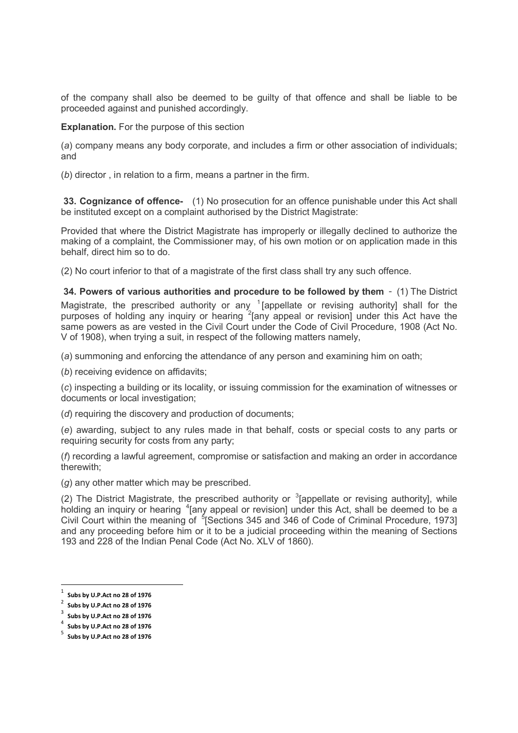of the company shall also be deemed to be guilty of that offence and shall be liable to be proceeded against and punished accordingly.

**Explanation.** For the purpose of this section

(*a*) company means any body corporate, and includes a firm or other association of individuals; and

(*b*) director , in relation to a firm, means a partner in the firm.

**33. Cognizance of offence-** (1) No prosecution for an offence punishable under this Act shall be instituted except on a complaint authorised by the District Magistrate:

Provided that where the District Magistrate has improperly or illegally declined to authorize the making of a complaint, the Commissioner may, of his own motion or on application made in this behalf, direct him so to do.

(2) No court inferior to that of a magistrate of the first class shall try any such offence.

**34. Powers of various authorities and procedure to be followed by them** - (1) The District Magistrate, the prescribed authority or any [1][appellate or revising authority] shall for the purposes of holding any inquiry or hearing [2][any appeal or revision] under this Act have the same powers as are vested in the Civil Court under the Code of Civil Procedure, 1908 (Act No. V of 1908), when trying a suit, in respect of the following matters namely,

(*a*) summoning and enforcing the attendance of any person and examining him on oath;

(*b*) receiving evidence on affidavits;

(*c*) inspecting a building or its locality, or issuing commission for the examination of witnesses or documents or local investigation;

(*d*) requiring the discovery and production of documents;

(*e*) awarding, subject to any rules made in that behalf, costs or special costs to any parts or requiring security for costs from any party;

(*f*) recording a lawful agreement, compromise or satisfaction and making an order in accordance therewith;

(*g*) any other matter which may be prescribed.

(2) The District Magistrate, the prescribed authority or [3][appellate or revising authority], while holding an inquiry or hearing [4][any appeal or revision] under this Act, shall be deemed to be a Civil Court within the meaning of [5][Sections 345 and 346 of Code of Criminal Procedure, 1973] and any proceeding before him or it to be a judicial proceeding within the meaning of Sections 193 and 228 of the Indian Penal Code (Act No. XLV of 1860).

---

[1] **Subs by U.P.Act no 28 of 1976**

[2] **Subs by U.P.Act no 28 of 1976**

[3] **Subs by U.P.Act no 28 of 1976**

[4] **Subs by U.P.Act no 28 of 1976**

[5] **Subs by U.P.Act no 28 of 1976**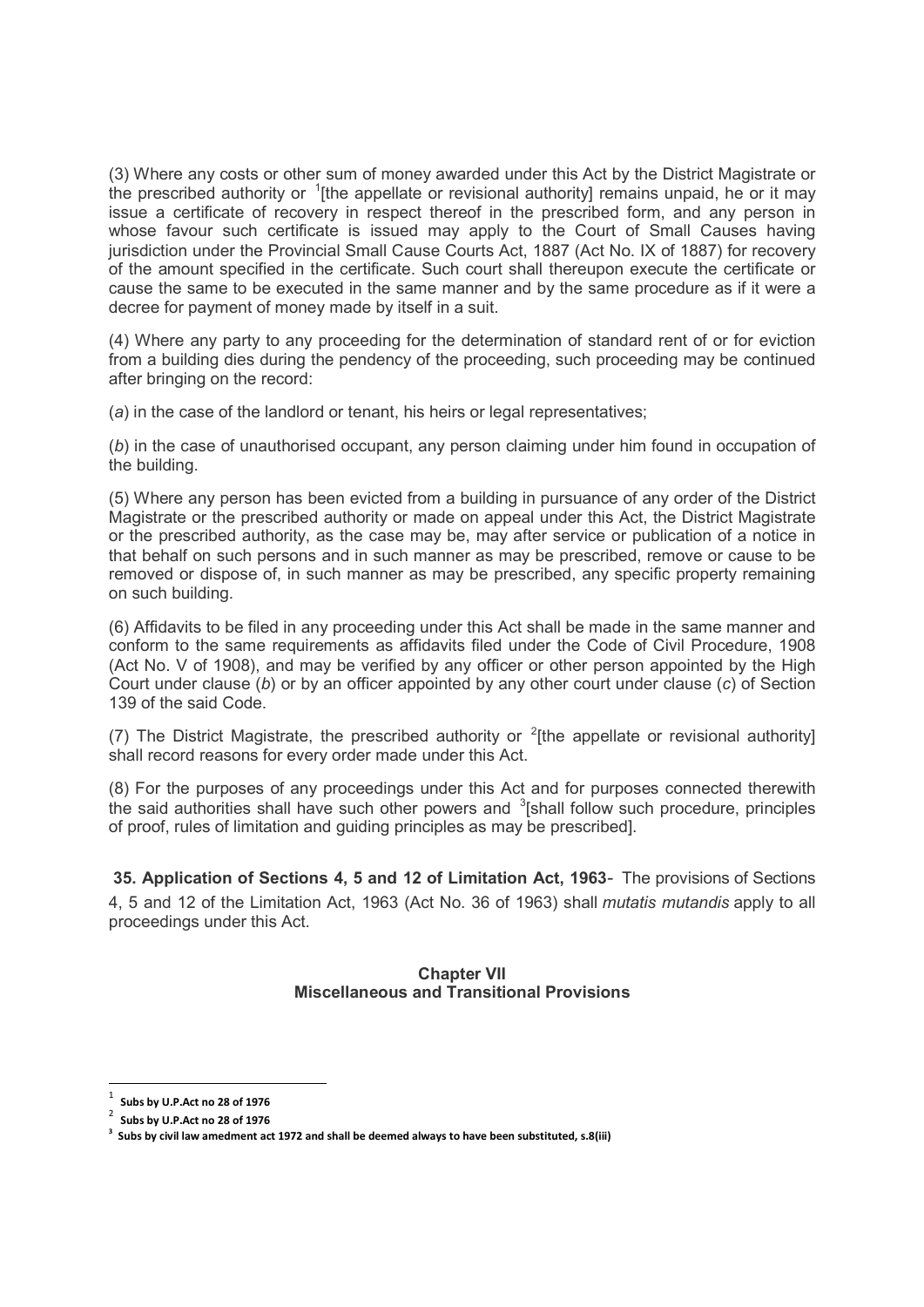(3) Where any costs or other sum of money awarded under this Act by the District Magistrate or the prescribed authority or [1][the appellate or revisional authority] remains unpaid, he or it may issue a certificate of recovery in respect thereof in the prescribed form, and any person in whose favour such certificate is issued may apply to the Court of Small Causes having jurisdiction under the Provincial Small Cause Courts Act, 1887 (Act No. IX of 1887) for recovery of the amount specified in the certificate. Such court shall thereupon execute the certificate or cause the same to be executed in the same manner and by the same procedure as if it were a decree for payment of money made by itself in a suit.

(4) Where any party to any proceeding for the determination of standard rent of or for eviction from a building dies during the pendency of the proceeding, such proceeding may be continued after bringing on the record:

(*a*) in the case of the landlord or tenant, his heirs or legal representatives;

(*b*) in the case of unauthorised occupant, any person claiming under him found in occupation of the building.

(5) Where any person has been evicted from a building in pursuance of any order of the District Magistrate or the prescribed authority or made on appeal under this Act, the District Magistrate or the prescribed authority, as the case may be, may after service or publication of a notice in that behalf on such persons and in such manner as may be prescribed, remove or cause to be removed or dispose of, in such manner as may be prescribed, any specific property remaining on such building.

(6) Affidavits to be filed in any proceeding under this Act shall be made in the same manner and conform to the same requirements as affidavits filed under the Code of Civil Procedure, 1908 (Act No. V of 1908), and may be verified by any officer or other person appointed by the High Court under clause (*b*) or by an officer appointed by any other court under clause (*c*) of Section 139 of the said Code.

(7) The District Magistrate, the prescribed authority or [2][the appellate or revisional authority] shall record reasons for every order made under this Act.

(8) For the purposes of any proceedings under this Act and for purposes connected therewith the said authorities shall have such other powers and [3][shall follow such procedure, principles of proof, rules of limitation and guiding principles as may be prescribed].

**35. Application of Sections 4, 5 and 12 of Limitation Act, 1963**- The provisions of Sections 4, 5 and 12 of the Limitation Act, 1963 (Act No. 36 of 1963) shall *mutatis mutandis* apply to all proceedings under this Act.

## Chapter VII
## Miscellaneous and Transitional Provisions

---

[1] **Subs by U.P.Act no 28 of 1976**

[2] **Subs by U.P.Act no 28 of 1976**

[3] **Subs by civil law amedment act 1972 and shall be deemed always to have been substituted, s.8(iii)**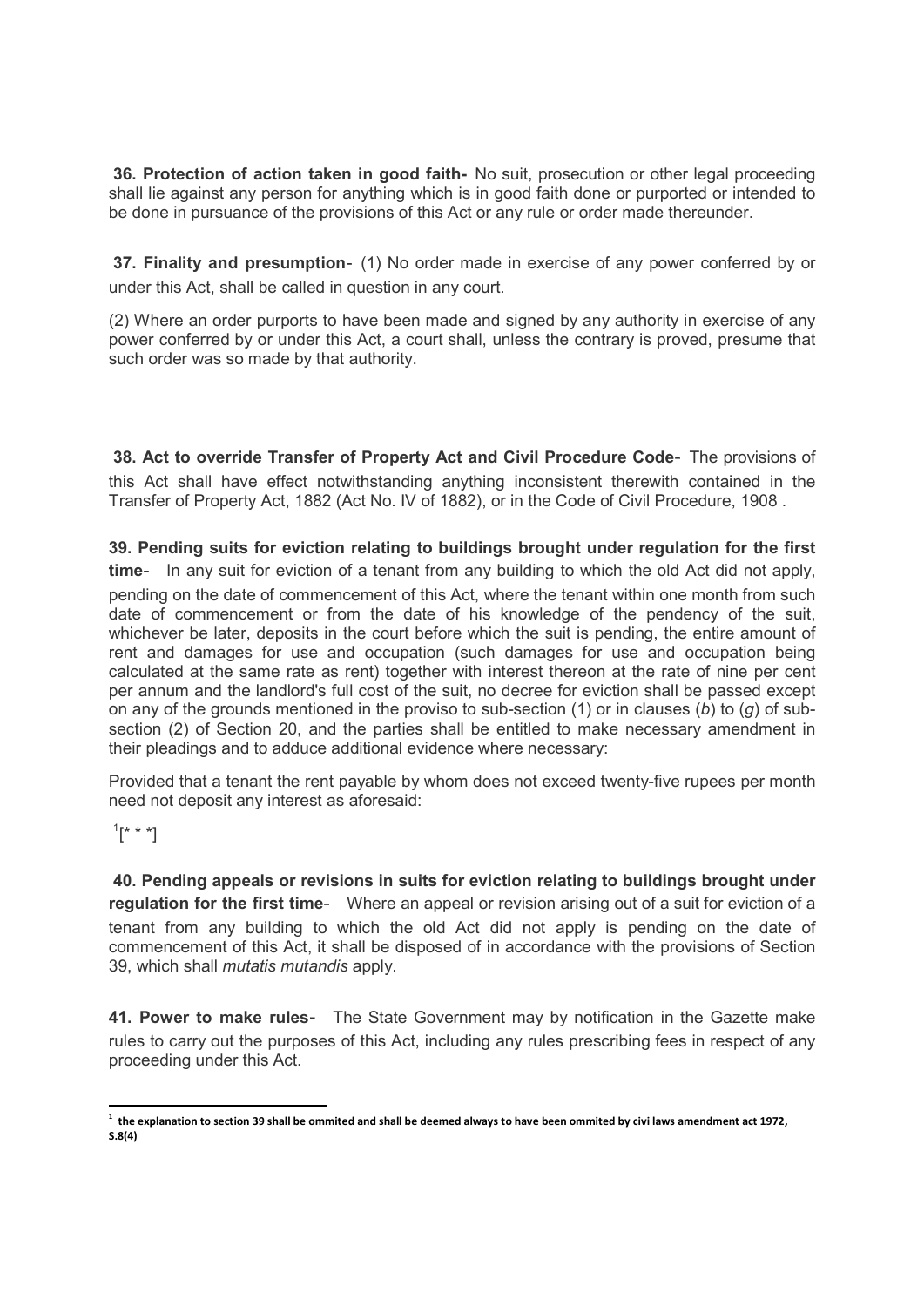**36. Protection of action taken in good faith-** No suit, prosecution or other legal proceeding shall lie against any person for anything which is in good faith done or purported or intended to be done in pursuance of the provisions of this Act or any rule or order made thereunder.

**37. Finality and presumption**- (1) No order made in exercise of any power conferred by or under this Act, shall be called in question in any court.

(2) Where an order purports to have been made and signed by any authority in exercise of any power conferred by or under this Act, a court shall, unless the contrary is proved, presume that such order was so made by that authority.

**38. Act to override Transfer of Property Act and Civil Procedure Code**- The provisions of this Act shall have effect notwithstanding anything inconsistent therewith contained in the Transfer of Property Act, 1882 (Act No. IV of 1882), or in the Code of Civil Procedure, 1908 .

**39. Pending suits for eviction relating to buildings brought under regulation for the first time**- In any suit for eviction of a tenant from any building to which the old Act did not apply, pending on the date of commencement of this Act, where the tenant within one month from such date of commencement or from the date of his knowledge of the pendency of the suit, whichever be later, deposits in the court before which the suit is pending, the entire amount of rent and damages for use and occupation (such damages for use and occupation being calculated at the same rate as rent) together with interest thereon at the rate of nine per cent per annum and the landlord's full cost of the suit, no decree for eviction shall be passed except on any of the grounds mentioned in the proviso to sub-section (1) or in clauses (*b*) to (*g*) of sub-section (2) of Section 20, and the parties shall be entitled to make necessary amendment in their pleadings and to adduce additional evidence where necessary:

Provided that a tenant the rent payable by whom does not exceed twenty-five rupees per month need not deposit any interest as aforesaid:

[1][* * *]

**40. Pending appeals or revisions in suits for eviction relating to buildings brought under regulation for the first time**- Where an appeal or revision arising out of a suit for eviction of a tenant from any building to which the old Act did not apply is pending on the date of commencement of this Act, it shall be disposed of in accordance with the provisions of Section 39, which shall *mutatis mutandis* apply.

**41. Power to make rules**- The State Government may by notification in the Gazette make rules to carry out the purposes of this Act, including any rules prescribing fees in respect of any proceeding under this Act.

---

[1] **the explanation to section 39 shall be ommited and shall be deemed always to have been ommited by civi laws amendment act 1972, S.8(4)**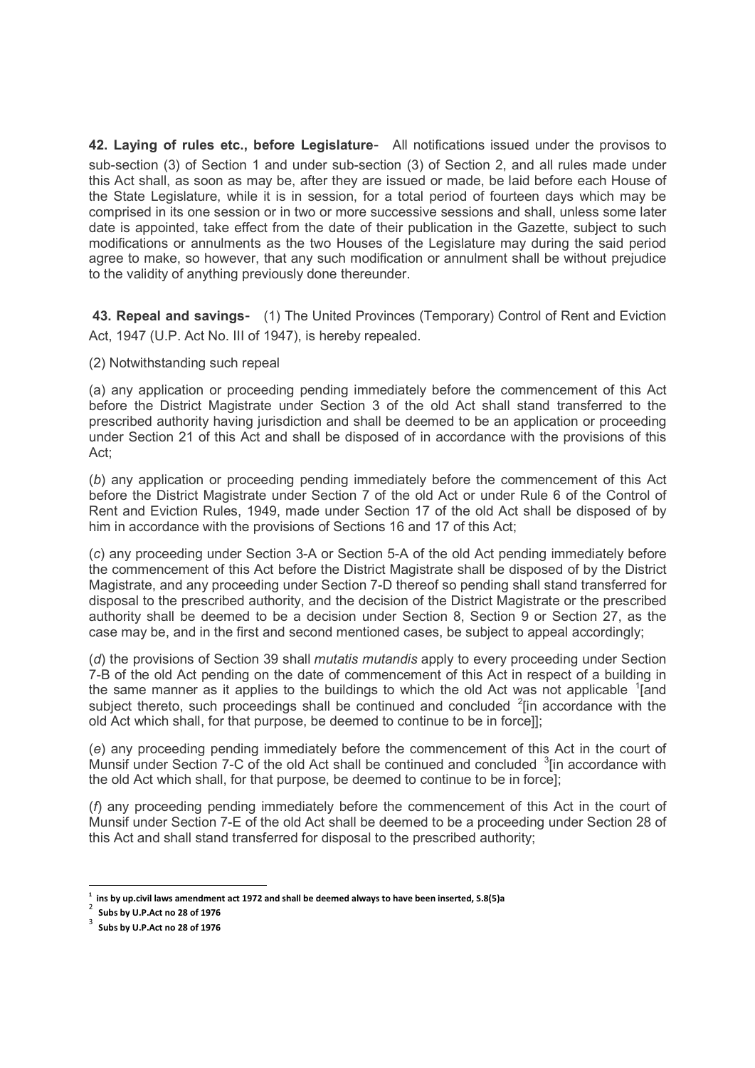**42. Laying of rules etc., before Legislature**- All notifications issued under the provisos to sub-section (3) of Section 1 and under sub-section (3) of Section 2, and all rules made under this Act shall, as soon as may be, after they are issued or made, be laid before each House of the State Legislature, while it is in session, for a total period of fourteen days which may be comprised in its one session or in two or more successive sessions and shall, unless some later date is appointed, take effect from the date of their publication in the Gazette, subject to such modifications or annulments as the two Houses of the Legislature may during the said period agree to make, so however, that any such modification or annulment shall be without prejudice to the validity of anything previously done thereunder.

**43. Repeal and savings-** (1) The United Provinces (Temporary) Control of Rent and Eviction Act, 1947 (U.P. Act No. III of 1947), is hereby repealed.

(2) Notwithstanding such repeal

(a) any application or proceeding pending immediately before the commencement of this Act before the District Magistrate under Section 3 of the old Act shall stand transferred to the prescribed authority having jurisdiction and shall be deemed to be an application or proceeding under Section 21 of this Act and shall be disposed of in accordance with the provisions of this Act;

(*b*) any application or proceeding pending immediately before the commencement of this Act before the District Magistrate under Section 7 of the old Act or under Rule 6 of the Control of Rent and Eviction Rules, 1949, made under Section 17 of the old Act shall be disposed of by him in accordance with the provisions of Sections 16 and 17 of this Act;

(*c*) any proceeding under Section 3-A or Section 5-A of the old Act pending immediately before the commencement of this Act before the District Magistrate shall be disposed of by the District Magistrate, and any proceeding under Section 7-D thereof so pending shall stand transferred for disposal to the prescribed authority, and the decision of the District Magistrate or the prescribed authority shall be deemed to be a decision under Section 8, Section 9 or Section 27, as the case may be, and in the first and second mentioned cases, be subject to appeal accordingly;

(*d*) the provisions of Section 39 shall *mutatis mutandis* apply to every proceeding under Section 7-B of the old Act pending on the date of commencement of this Act in respect of a building in the same manner as it applies to the buildings to which the old Act was not applicable [1][and subject thereto, such proceedings shall be continued and concluded [2][in accordance with the old Act which shall, for that purpose, be deemed to continue to be in force]];

(*e*) any proceeding pending immediately before the commencement of this Act in the court of Munsif under Section 7-C of the old Act shall be continued and concluded [3][in accordance with the old Act which shall, for that purpose, be deemed to continue to be in force];

(*f*) any proceeding pending immediately before the commencement of this Act in the court of Munsif under Section 7-E of the old Act shall be deemed to be a proceeding under Section 28 of this Act and shall stand transferred for disposal to the prescribed authority;

---

[1] **ins by up.civil laws amendment act 1972 and shall be deemed always to have been inserted, S.8(5)a**

[2] **Subs by U.P.Act no 28 of 1976**

[3] **Subs by U.P.Act no 28 of 1976**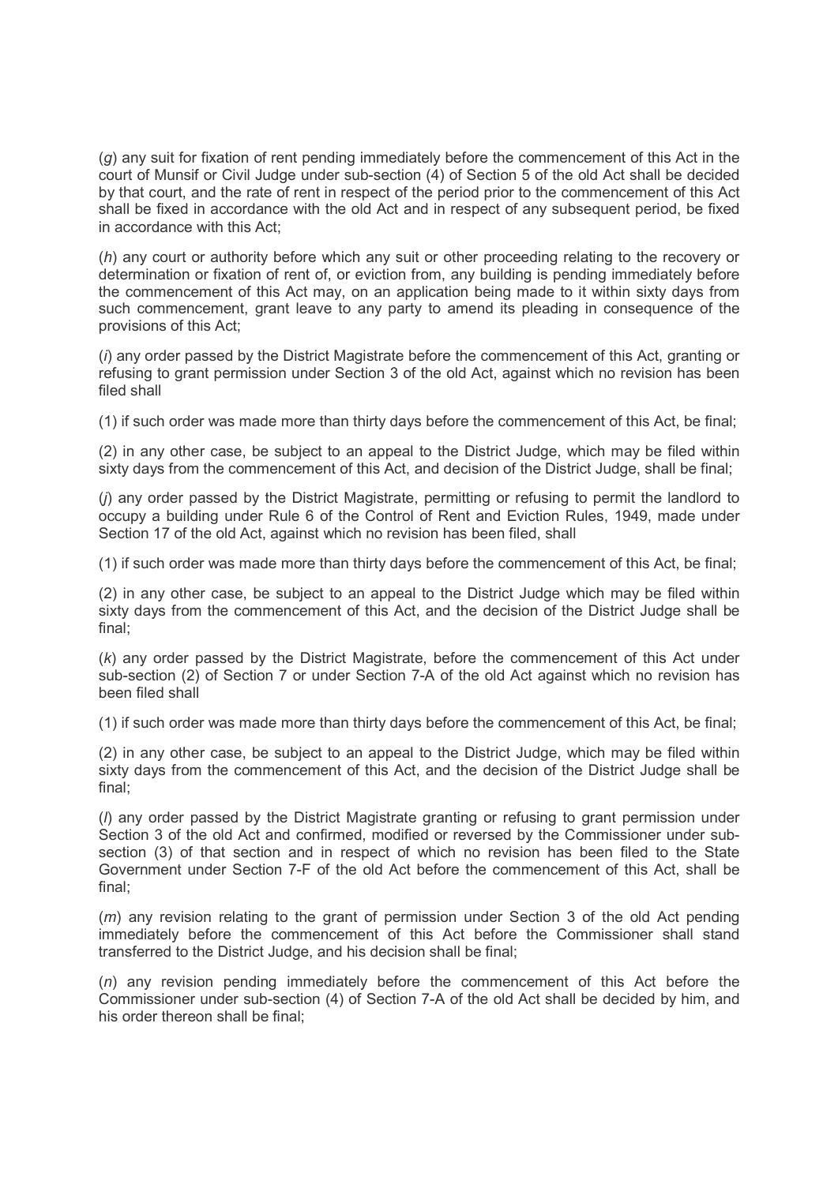(*g*) any suit for fixation of rent pending immediately before the commencement of this Act in the court of Munsif or Civil Judge under sub-section (4) of Section 5 of the old Act shall be decided by that court, and the rate of rent in respect of the period prior to the commencement of this Act shall be fixed in accordance with the old Act and in respect of any subsequent period, be fixed in accordance with this Act;

(*h*) any court or authority before which any suit or other proceeding relating to the recovery or determination or fixation of rent of, or eviction from, any building is pending immediately before the commencement of this Act may, on an application being made to it within sixty days from such commencement, grant leave to any party to amend its pleading in consequence of the provisions of this Act;

(*i*) any order passed by the District Magistrate before the commencement of this Act, granting or refusing to grant permission under Section 3 of the old Act, against which no revision has been filed shall

(1) if such order was made more than thirty days before the commencement of this Act, be final;

(2) in any other case, be subject to an appeal to the District Judge, which may be filed within sixty days from the commencement of this Act, and decision of the District Judge, shall be final;

(*j*) any order passed by the District Magistrate, permitting or refusing to permit the landlord to occupy a building under Rule 6 of the Control of Rent and Eviction Rules, 1949, made under Section 17 of the old Act, against which no revision has been filed, shall

(1) if such order was made more than thirty days before the commencement of this Act, be final;

(2) in any other case, be subject to an appeal to the District Judge which may be filed within sixty days from the commencement of this Act, and the decision of the District Judge shall be final;

(*k*) any order passed by the District Magistrate, before the commencement of this Act under sub-section (2) of Section 7 or under Section 7-A of the old Act against which no revision has been filed shall

(1) if such order was made more than thirty days before the commencement of this Act, be final;

(2) in any other case, be subject to an appeal to the District Judge, which may be filed within sixty days from the commencement of this Act, and the decision of the District Judge shall be final;

(*l*) any order passed by the District Magistrate granting or refusing to grant permission under Section 3 of the old Act and confirmed, modified or reversed by the Commissioner under sub-section (3) of that section and in respect of which no revision has been filed to the State Government under Section 7-F of the old Act before the commencement of this Act, shall be final;

(*m*) any revision relating to the grant of permission under Section 3 of the old Act pending immediately before the commencement of this Act before the Commissioner shall stand transferred to the District Judge, and his decision shall be final;

(*n*) any revision pending immediately before the commencement of this Act before the Commissioner under sub-section (4) of Section 7-A of the old Act shall be decided by him, and his order thereon shall be final;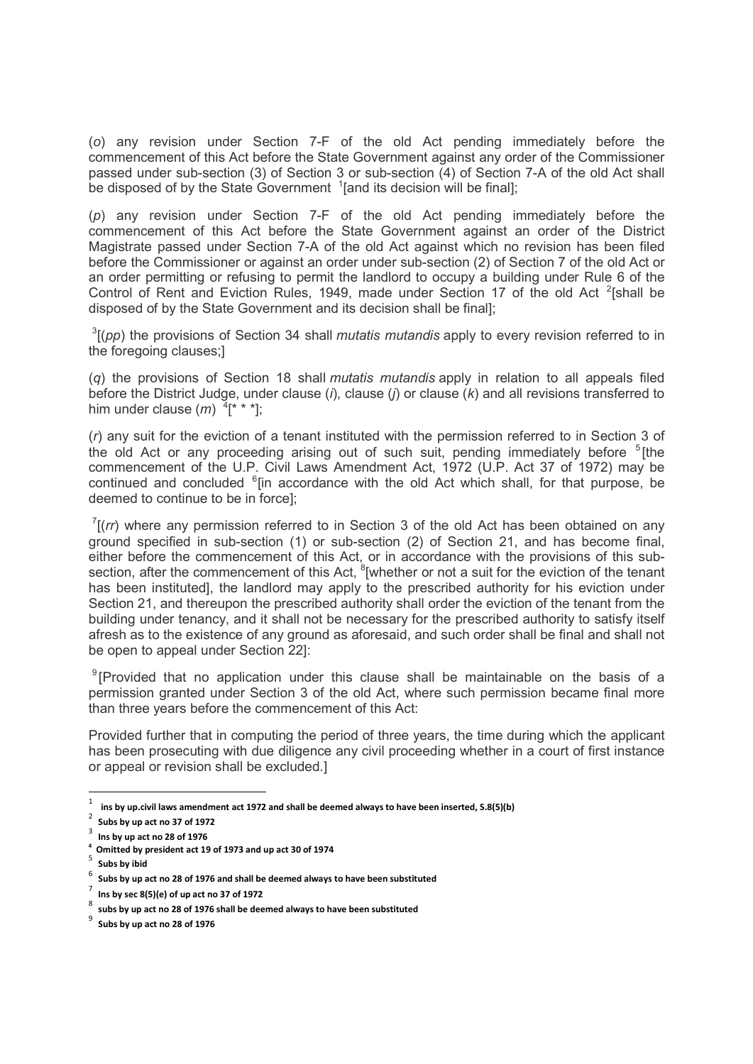(*o*) any revision under Section 7-F of the old Act pending immediately before the commencement of this Act before the State Government against any order of the Commissioner passed under sub-section (3) of Section 3 or sub-section (4) of Section 7-A of the old Act shall be disposed of by the State Government [1][and its decision will be final];

(*p*) any revision under Section 7-F of the old Act pending immediately before the commencement of this Act before the State Government against an order of the District Magistrate passed under Section 7-A of the old Act against which no revision has been filed before the Commissioner or against an order under sub-section (2) of Section 7 of the old Act or an order permitting or refusing to permit the landlord to occupy a building under Rule 6 of the Control of Rent and Eviction Rules, 1949, made under Section 17 of the old Act [2][shall be disposed of by the State Government and its decision shall be final];

[3][(*pp*) the provisions of Section 34 shall *mutatis mutandis* apply to every revision referred to in the foregoing clauses;]

(*q*) the provisions of Section 18 shall *mutatis mutandis* apply in relation to all appeals filed before the District Judge, under clause (*i*), clause (*j*) or clause (*k*) and all revisions transferred to him under clause (*m*) [4][* * *];

(*r*) any suit for the eviction of a tenant instituted with the permission referred to in Section 3 of the old Act or any proceeding arising out of such suit, pending immediately before [5][the commencement of the U.P. Civil Laws Amendment Act, 1972 (U.P. Act 37 of 1972) may be continued and concluded [6][in accordance with the old Act which shall, for that purpose, be deemed to continue to be in force];

[7][(*rr*) where any permission referred to in Section 3 of the old Act has been obtained on any ground specified in sub-section (1) or sub-section (2) of Section 21, and has become final, either before the commencement of this Act, or in accordance with the provisions of this sub-section, after the commencement of this Act, [8][whether or not a suit for the eviction of the tenant has been instituted], the landlord may apply to the prescribed authority for his eviction under Section 21, and thereupon the prescribed authority shall order the eviction of the tenant from the building under tenancy, and it shall not be necessary for the prescribed authority to satisfy itself afresh as to the existence of any ground as aforesaid, and such order shall be final and shall not be open to appeal under Section 22]:

[9][Provided that no application under this clause shall be maintainable on the basis of a permission granted under Section 3 of the old Act, where such permission became final more than three years before the commencement of this Act:

Provided further that in computing the period of three years, the time during which the applicant has been prosecuting with due diligence any civil proceeding whether in a court of first instance or appeal or revision shall be excluded.]

---

[1] **ins by up.civil laws amendment act 1972 and shall be deemed always to have been inserted, S.8(5)(b)**

[2] **Subs by up act no 37 of 1972**

[3] **Ins by up act no 28 of 1976**

[4] **Omitted by president act 19 of 1973 and up act 30 of 1974**

[5] **Subs by ibid**

[6] **Subs by up act no 28 of 1976 and shall be deemed always to have been substituted**

[7] **Ins by sec 8(5)(e) of up act no 37 of 1972**

[8] **subs by up act no 28 of 1976 shall be deemed always to have been substituted**

[9] **Subs by up act no 28 of 1976**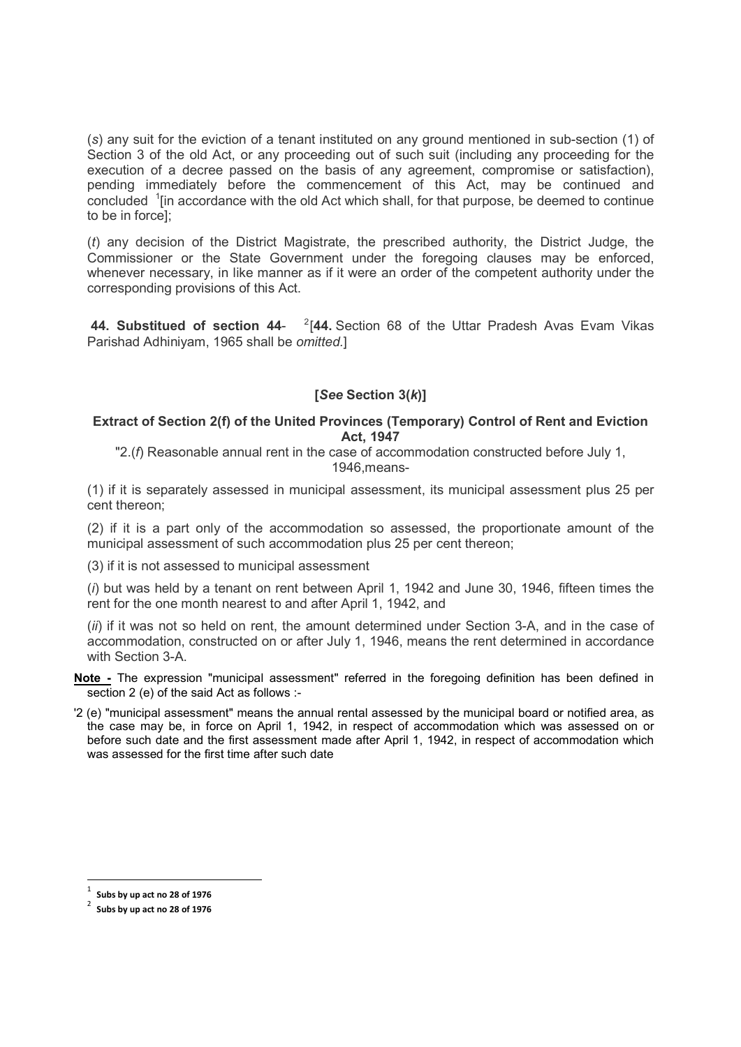(*s*) any suit for the eviction of a tenant instituted on any ground mentioned in sub-section (1) of Section 3 of the old Act, or any proceeding out of such suit (including any proceeding for the execution of a decree passed on the basis of any agreement, compromise or satisfaction), pending immediately before the commencement of this Act, may be continued and concluded [1][in accordance with the old Act which shall, for that purpose, be deemed to continue to be in force];

(*t*) any decision of the District Magistrate, the prescribed authority, the District Judge, the Commissioner or the State Government under the foregoing clauses may be enforced, whenever necessary, in like manner as if it were an order of the competent authority under the corresponding provisions of this Act.

**44. Substitued of section 44**- [2][**44.** Section 68 of the Uttar Pradesh Avas Evam Vikas Parishad Adhiniyam, 1965 shall be *omitted*.]

### [*See* Section 3(*k*)]

### Extract of Section 2(f) of the United Provinces (Temporary) Control of Rent and Eviction Act, 1947

"2.(*f*) Reasonable annual rent in the case of accommodation constructed before July 1, 1946,means-

(1) if it is separately assessed in municipal assessment, its municipal assessment plus 25 per cent thereon;

(2) if it is a part only of the accommodation so assessed, the proportionate amount of the municipal assessment of such accommodation plus 25 per cent thereon;

(3) if it is not assessed to municipal assessment

(*i*) but was held by a tenant on rent between April 1, 1942 and June 30, 1946, fifteen times the rent for the one month nearest to and after April 1, 1942, and

(*ii*) if it was not so held on rent, the amount determined under Section 3-A, and in the case of accommodation, constructed on or after July 1, 1946, means the rent determined in accordance with Section 3-A.

**Note -** The expression "municipal assessment" referred in the foregoing definition has been defined in section 2 (e) of the said Act as follows :-

'2 (e) "municipal assessment" means the annual rental assessed by the municipal board or notified area, as the case may be, in force on April 1, 1942, in respect of accommodation which was assessed on or before such date and the first assessment made after April 1, 1942, in respect of accommodation which was assessed for the first time after such date

---

[1] **Subs by up act no 28 of 1976**

[2] **Subs by up act no 28 of 1976**